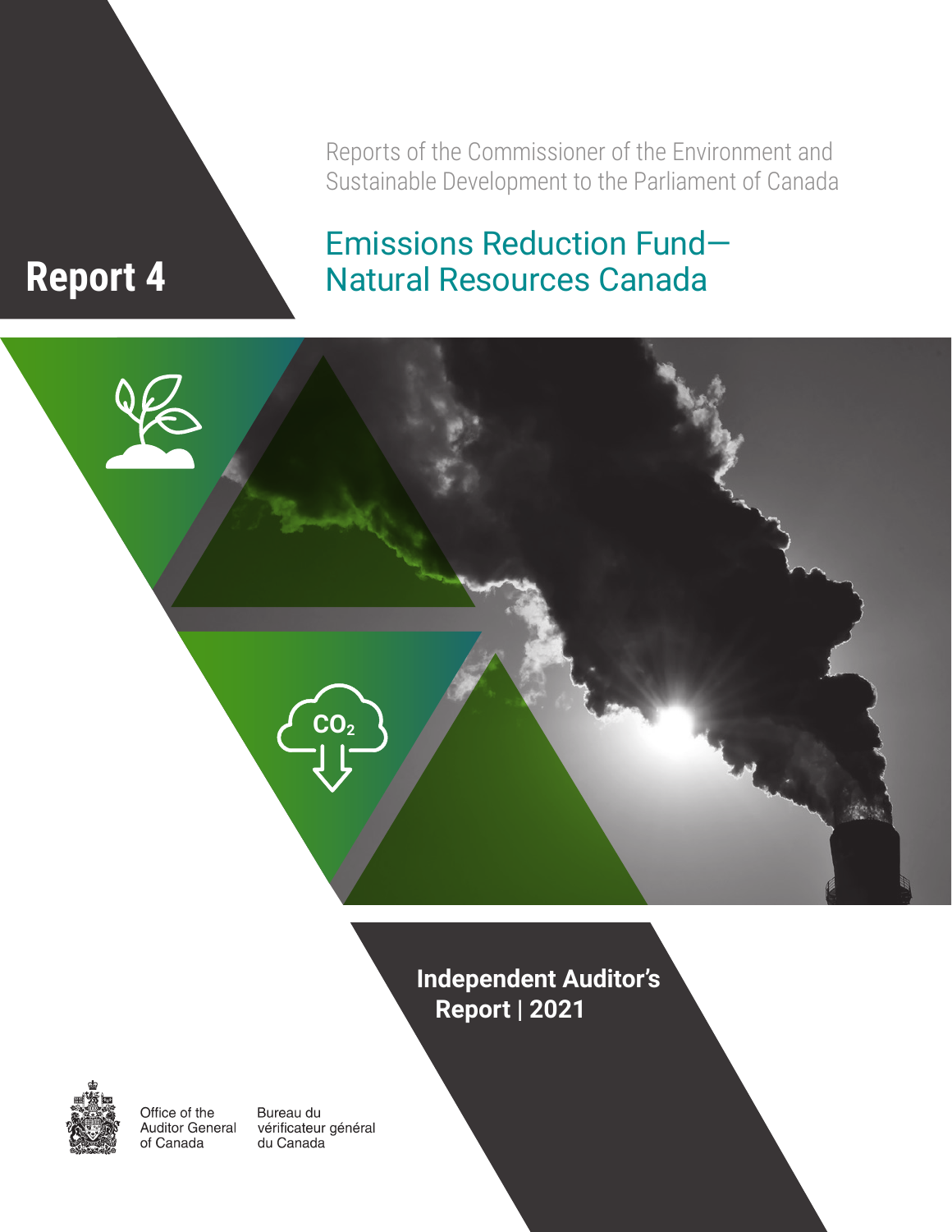Reports of the Commissioner of the Environment and Sustainable Development to the Parliament of Canada

# Report 4

# Emissions Reduction Fund—Natural Resources Canada

$CO_2$

**Independent Auditor's Report | 2021**

Office of the Auditor General of Canada

Bureau du vérificateur général du Canada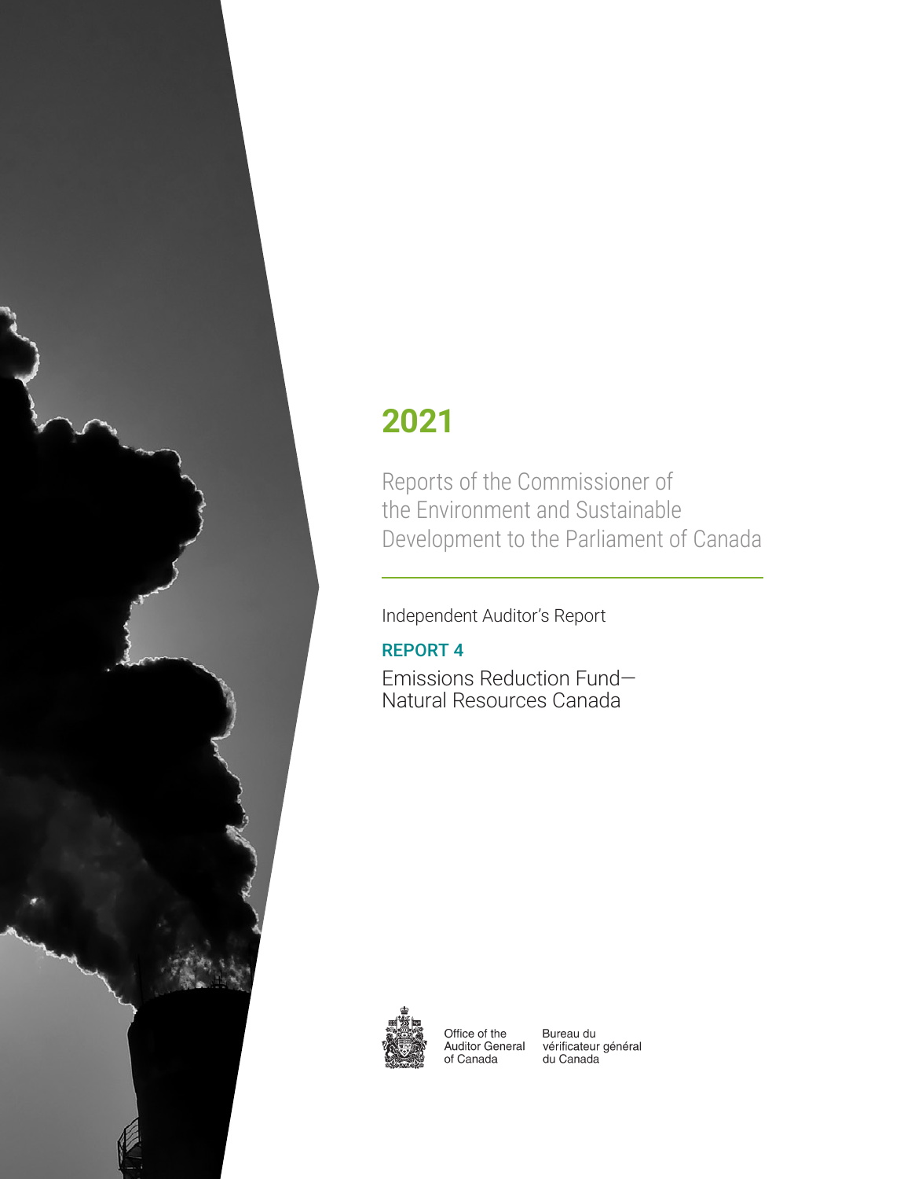# 2021

Reports of the Commissioner of the Environment and Sustainable Development to the Parliament of Canada

Independent Auditor's Report

## REPORT 4

Emissions Reduction Fund— Natural Resources Canada

Office of the Auditor General of Canada

Bureau du vérificateur général du Canada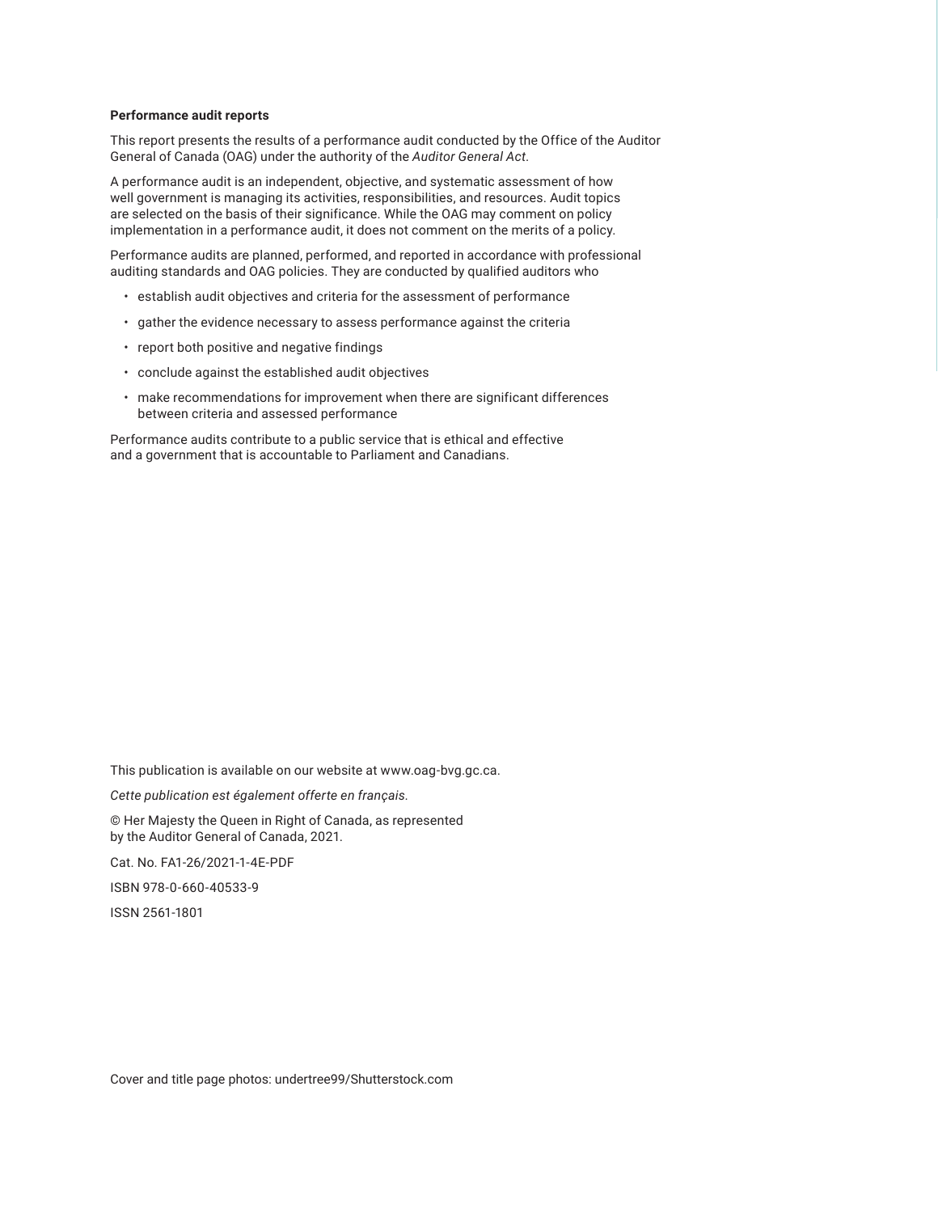**Performance audit reports**

This report presents the results of a performance audit conducted by the Office of the Auditor General of Canada (OAG) under the authority of the *Auditor General Act*.

A performance audit is an independent, objective, and systematic assessment of how well government is managing its activities, responsibilities, and resources. Audit topics are selected on the basis of their significance. While the OAG may comment on policy implementation in a performance audit, it does not comment on the merits of a policy.

Performance audits are planned, performed, and reported in accordance with professional auditing standards and OAG policies. They are conducted by qualified auditors who

- establish audit objectives and criteria for the assessment of performance
- gather the evidence necessary to assess performance against the criteria
- report both positive and negative findings
- conclude against the established audit objectives
- make recommendations for improvement when there are significant differences between criteria and assessed performance

Performance audits contribute to a public service that is ethical and effective and a government that is accountable to Parliament and Canadians.

This publication is available on our website at www.oag-bvg.gc.ca.

*Cette publication est également offerte en français.*

© Her Majesty the Queen in Right of Canada, as represented by the Auditor General of Canada, 2021.

Cat. No. FA1-26/2021-1-4E-PDF

ISBN 978-0-660-40533-9

ISSN 2561-1801

Cover and title page photos: undertree99/Shutterstock.com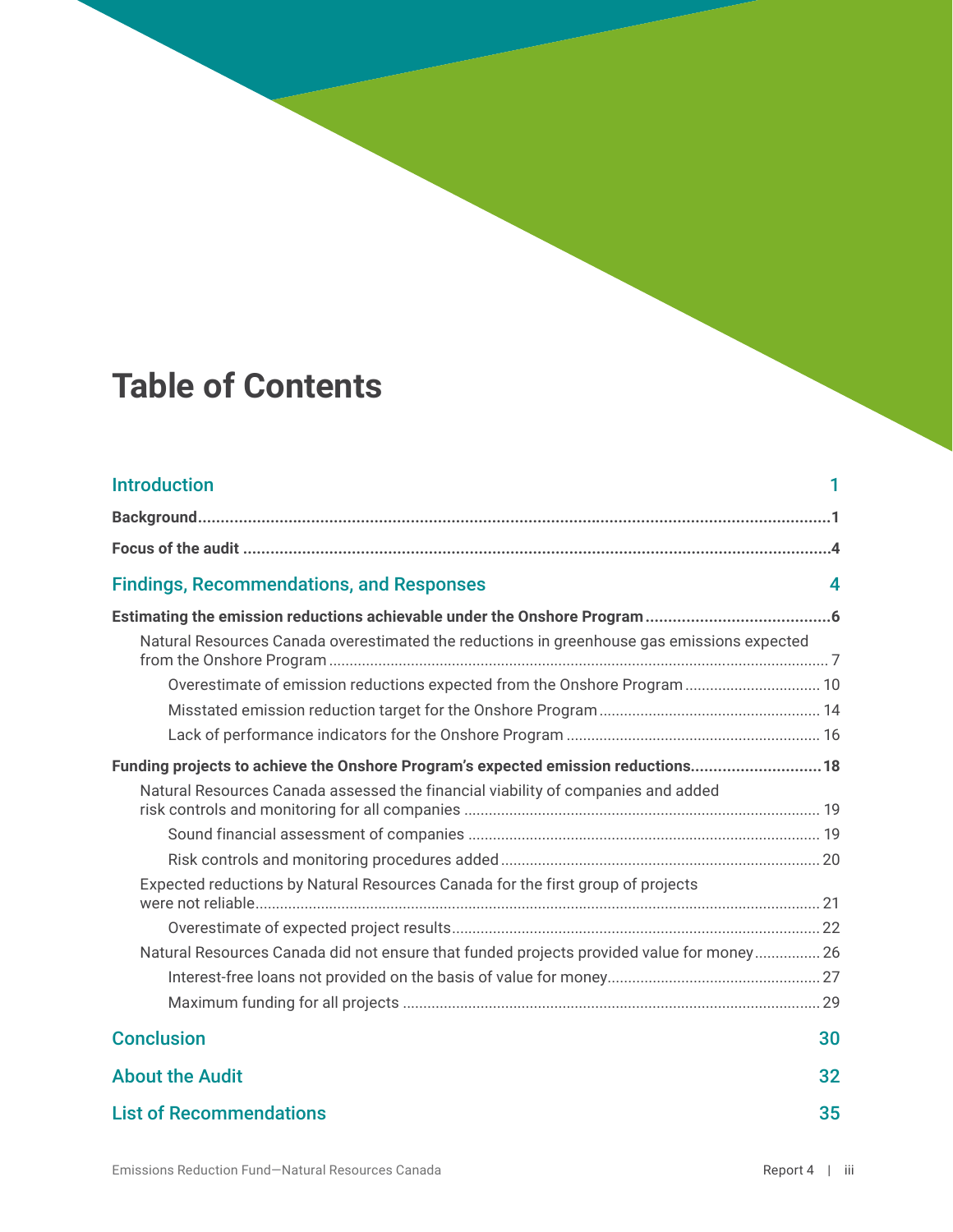# Table of Contents

| | |
|---|---|
| **Introduction** | **1** |
| **Background** | **1** |
| **Focus of the audit** | **4** |
| **Findings, Recommendations, and Responses** | **4** |
| **Estimating the emission reductions achievable under the Onshore Program** | **6** |
| Natural Resources Canada overestimated the reductions in greenhouse gas emissions expected from the Onshore Program | 7 |
| Overestimate of emission reductions expected from the Onshore Program | 10 |
| Misstated emission reduction target for the Onshore Program | 14 |
| Lack of performance indicators for the Onshore Program | 16 |
| **Funding projects to achieve the Onshore Program's expected emission reductions** | **18** |
| Natural Resources Canada assessed the financial viability of companies and added risk controls and monitoring for all companies | 19 |
| Sound financial assessment of companies | 19 |
| Risk controls and monitoring procedures added | 20 |
| Expected reductions by Natural Resources Canada for the first group of projects were not reliable | 21 |
| Overestimate of expected project results | 22 |
| Natural Resources Canada did not ensure that funded projects provided value for money | 26 |
| Interest-free loans not provided on the basis of value for money | 27 |
| Maximum funding for all projects | 29 |
| **Conclusion** | **30** |
| **About the Audit** | **32** |
| **List of Recommendations** | **35** |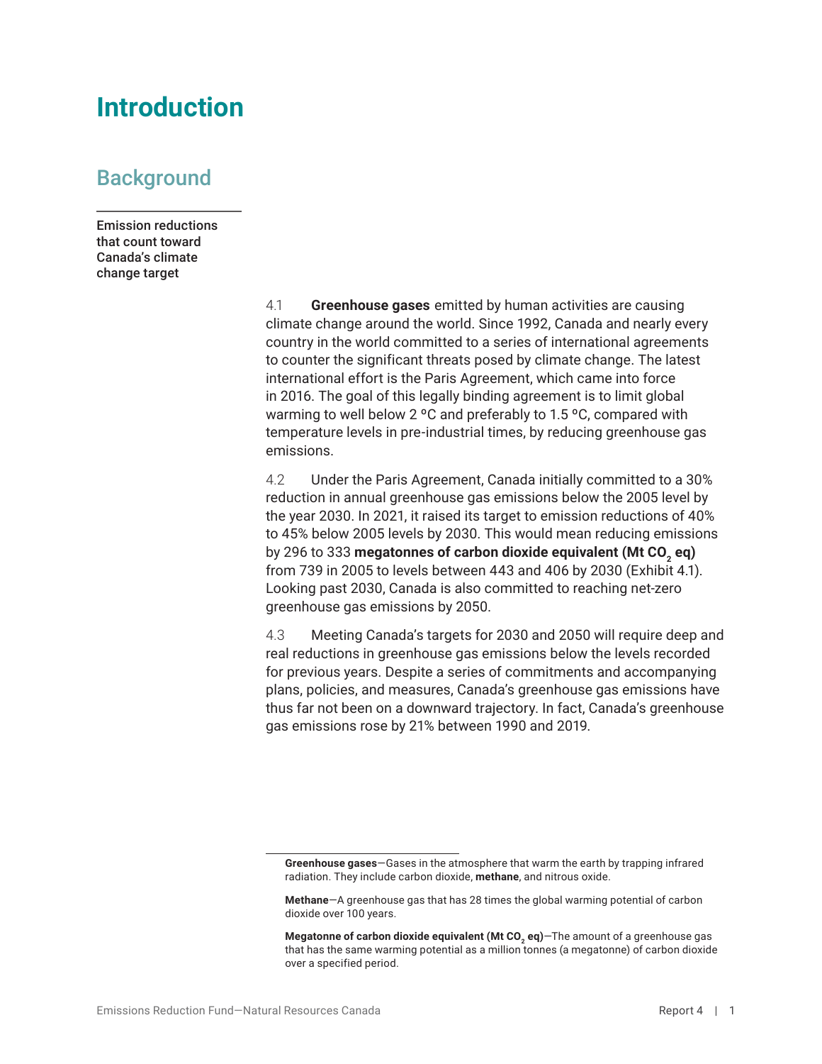# Introduction

## Background

**Emission reductions that count toward Canada's climate change target**

4.1 **Greenhouse gases** emitted by human activities are causing climate change around the world. Since 1992, Canada and nearly every country in the world committed to a series of international agreements to counter the significant threats posed by climate change. The latest international effort is the Paris Agreement, which came into force in 2016. The goal of this legally binding agreement is to limit global warming to well below 2 °C and preferably to 1.5 °C, compared with temperature levels in pre-industrial times, by reducing greenhouse gas emissions.

4.2 Under the Paris Agreement, Canada initially committed to a 30% reduction in annual greenhouse gas emissions below the 2005 level by the year 2030. In 2021, it raised its target to emission reductions of 40% to 45% below 2005 levels by 2030. This would mean reducing emissions by 296 to 333 **megatonnes of carbon dioxide equivalent (Mt $CO_2$ eq)** from 739 in 2005 to levels between 443 and 406 by 2030 (Exhibit 4.1). Looking past 2030, Canada is also committed to reaching net-zero greenhouse gas emissions by 2050.

4.3 Meeting Canada's targets for 2030 and 2050 will require deep and real reductions in greenhouse gas emissions below the levels recorded for previous years. Despite a series of commitments and accompanying plans, policies, and measures, Canada's greenhouse gas emissions have thus far not been on a downward trajectory. In fact, Canada's greenhouse gas emissions rose by 21% between 1990 and 2019.

---

**Greenhouse gases**—Gases in the atmosphere that warm the earth by trapping infrared radiation. They include carbon dioxide, **methane**, and nitrous oxide.

**Methane**—A greenhouse gas that has 28 times the global warming potential of carbon dioxide over 100 years.

**Megatonne of carbon dioxide equivalent (Mt $CO_2$ eq)**—The amount of a greenhouse gas that has the same warming potential as a million tonnes (a megatonne) of carbon dioxide over a specified period.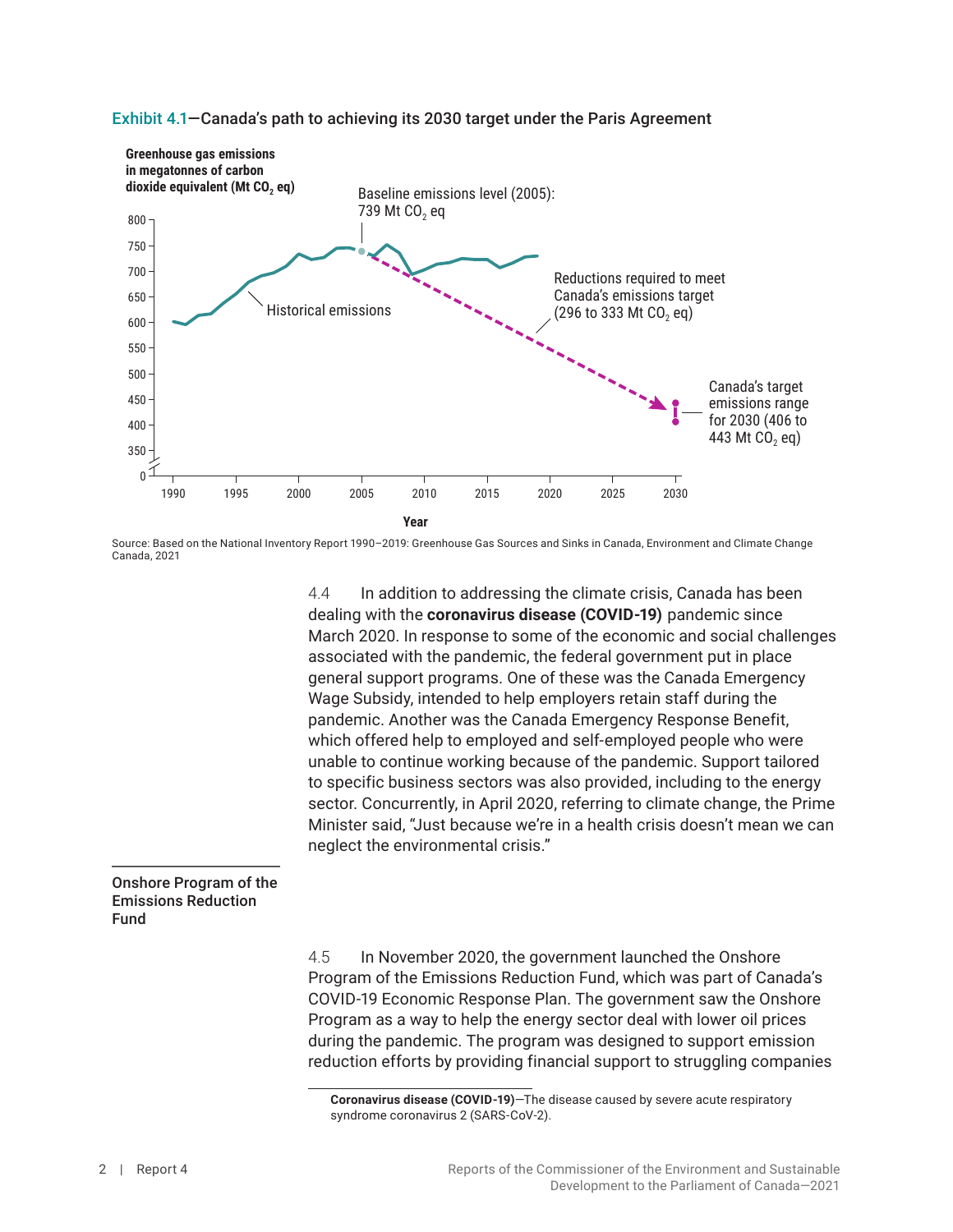Exhibit 4.1—Canada's path to achieving its 2030 target under the Paris Agreement

Greenhouse gas emissions in megatonnes of carbon dioxide equivalent (Mt $CO_2$ eq)

Baseline emissions level (2005): 739 Mt $CO_2$ eq

Historical emissions

Reductions required to meet Canada's emissions target (296 to 333 Mt $CO_2$ eq)

Canada's target emissions range for 2030 (406 to 443 Mt $CO_2$ eq)

Year

Source: Based on the National Inventory Report 1990–2019: Greenhouse Gas Sources and Sinks in Canada, Environment and Climate Change Canada, 2021

4.4 In addition to addressing the climate crisis, Canada has been dealing with the **coronavirus disease (COVID-19)** pandemic since March 2020. In response to some of the economic and social challenges associated with the pandemic, the federal government put in place general support programs. One of these was the Canada Emergency Wage Subsidy, intended to help employers retain staff during the pandemic. Another was the Canada Emergency Response Benefit, which offered help to employed and self-employed people who were unable to continue working because of the pandemic. Support tailored to specific business sectors was also provided, including to the energy sector. Concurrently, in April 2020, referring to climate change, the Prime Minister said, "Just because we're in a health crisis doesn't mean we can neglect the environmental crisis."

## Onshore Program of the Emissions Reduction Fund

4.5 In November 2020, the government launched the Onshore Program of the Emissions Reduction Fund, which was part of Canada's COVID-19 Economic Response Plan. The government saw the Onshore Program as a way to help the energy sector deal with lower oil prices during the pandemic. The program was designed to support emission reduction efforts by providing financial support to struggling companies

**Coronavirus disease (COVID-19)**—The disease caused by severe acute respiratory syndrome coronavirus 2 (SARS-CoV-2).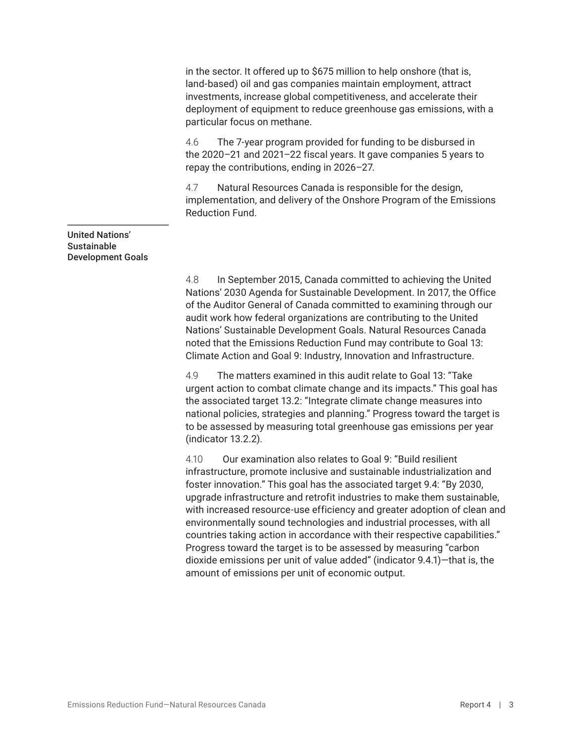in the sector. It offered up to $675 million to help onshore (that is, land-based) oil and gas companies maintain employment, attract investments, increase global competitiveness, and accelerate their deployment of equipment to reduce greenhouse gas emissions, with a particular focus on methane.

4.6 The 7-year program provided for funding to be disbursed in the 2020–21 and 2021–22 fiscal years. It gave companies 5 years to repay the contributions, ending in 2026–27.

4.7 Natural Resources Canada is responsible for the design, implementation, and delivery of the Onshore Program of the Emissions Reduction Fund.

### United Nations' Sustainable Development Goals

4.8 In September 2015, Canada committed to achieving the United Nations' 2030 Agenda for Sustainable Development. In 2017, the Office of the Auditor General of Canada committed to examining through our audit work how federal organizations are contributing to the United Nations' Sustainable Development Goals. Natural Resources Canada noted that the Emissions Reduction Fund may contribute to Goal 13: Climate Action and Goal 9: Industry, Innovation and Infrastructure.

4.9 The matters examined in this audit relate to Goal 13: "Take urgent action to combat climate change and its impacts." This goal has the associated target 13.2: "Integrate climate change measures into national policies, strategies and planning." Progress toward the target is to be assessed by measuring total greenhouse gas emissions per year (indicator 13.2.2).

4.10 Our examination also relates to Goal 9: "Build resilient infrastructure, promote inclusive and sustainable industrialization and foster innovation." This goal has the associated target 9.4: "By 2030, upgrade infrastructure and retrofit industries to make them sustainable, with increased resource-use efficiency and greater adoption of clean and environmentally sound technologies and industrial processes, with all countries taking action in accordance with their respective capabilities." Progress toward the target is to be assessed by measuring "carbon dioxide emissions per unit of value added" (indicator 9.4.1)—that is, the amount of emissions per unit of economic output.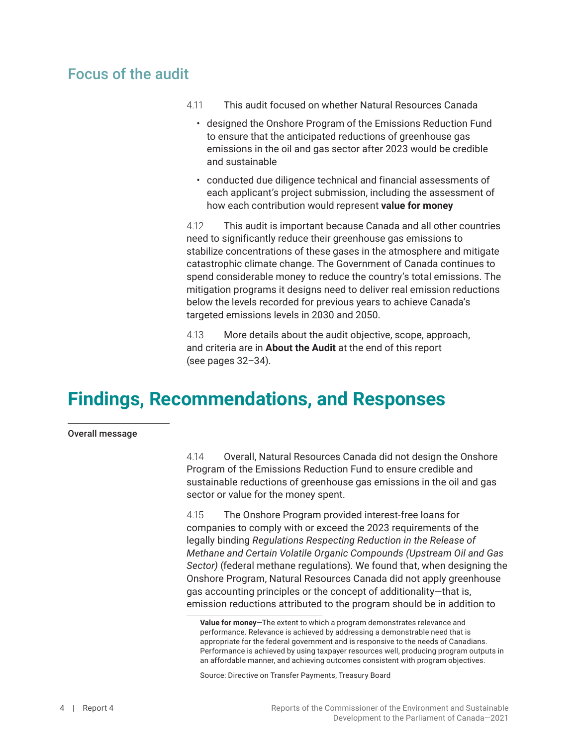## Focus of the audit

4.11 This audit focused on whether Natural Resources Canada

- designed the Onshore Program of the Emissions Reduction Fund to ensure that the anticipated reductions of greenhouse gas emissions in the oil and gas sector after 2023 would be credible and sustainable
- conducted due diligence technical and financial assessments of each applicant's project submission, including the assessment of how each contribution would represent **value for money**

4.12 This audit is important because Canada and all other countries need to significantly reduce their greenhouse gas emissions to stabilize concentrations of these gases in the atmosphere and mitigate catastrophic climate change. The Government of Canada continues to spend considerable money to reduce the country's total emissions. The mitigation programs it designs need to deliver real emission reductions below the levels recorded for previous years to achieve Canada's targeted emissions levels in 2030 and 2050.

4.13 More details about the audit objective, scope, approach, and criteria are in **About the Audit** at the end of this report (see pages 32–34).

# Findings, Recommendations, and Responses

### Overall message

4.14 Overall, Natural Resources Canada did not design the Onshore Program of the Emissions Reduction Fund to ensure credible and sustainable reductions of greenhouse gas emissions in the oil and gas sector or value for the money spent.

4.15 The Onshore Program provided interest-free loans for companies to comply with or exceed the 2023 requirements of the legally binding *Regulations Respecting Reduction in the Release of Methane and Certain Volatile Organic Compounds (Upstream Oil and Gas Sector)* (federal methane regulations). We found that, when designing the Onshore Program, Natural Resources Canada did not apply greenhouse gas accounting principles or the concept of additionality—that is, emission reductions attributed to the program should be in addition to

**Value for money**—The extent to which a program demonstrates relevance and performance. Relevance is achieved by addressing a demonstrable need that is appropriate for the federal government and is responsive to the needs of Canadians. Performance is achieved by using taxpayer resources well, producing program outputs in an affordable manner, and achieving outcomes consistent with program objectives.

Source: Directive on Transfer Payments, Treasury Board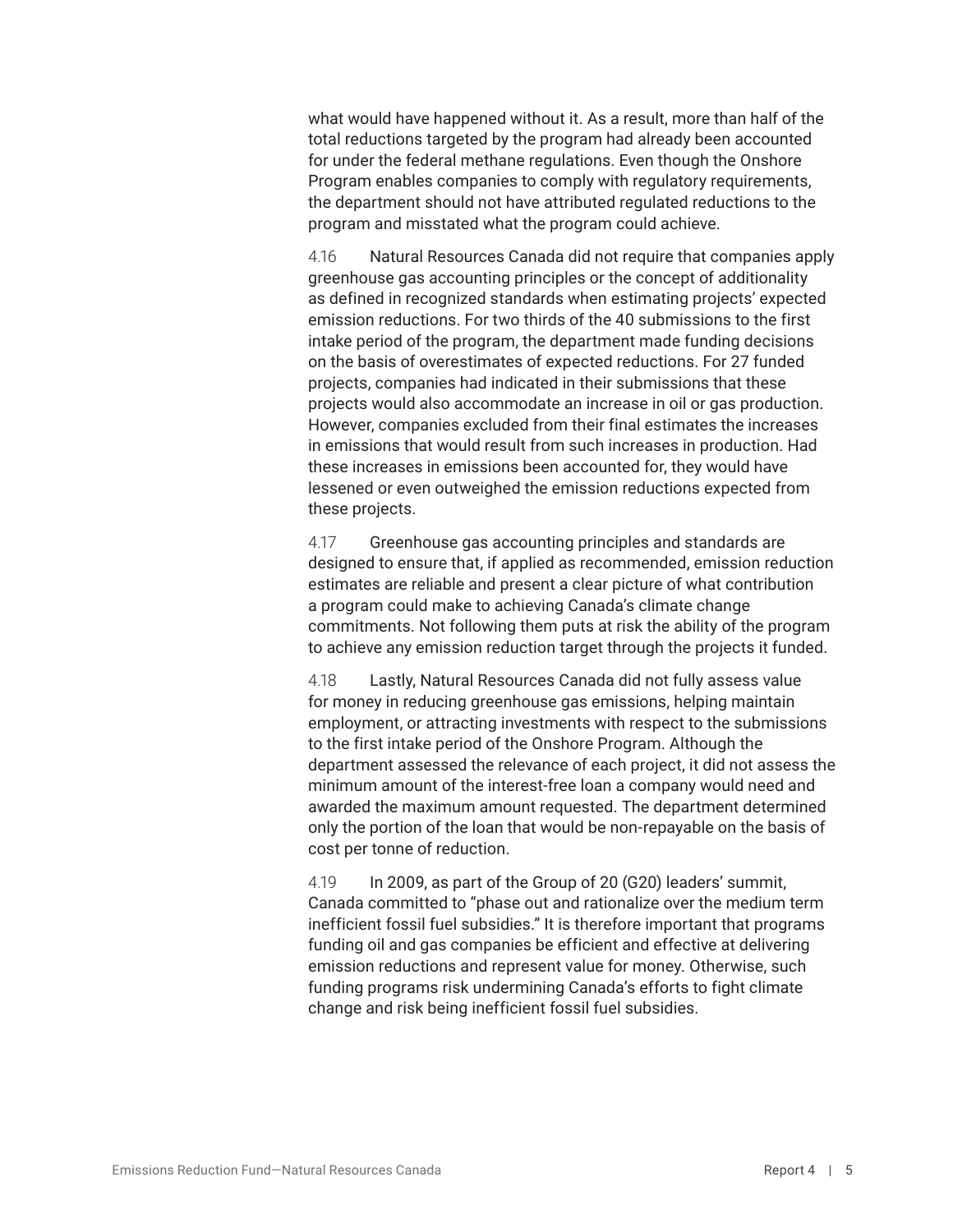what would have happened without it. As a result, more than half of the total reductions targeted by the program had already been accounted for under the federal methane regulations. Even though the Onshore Program enables companies to comply with regulatory requirements, the department should not have attributed regulated reductions to the program and misstated what the program could achieve.

4.16 Natural Resources Canada did not require that companies apply greenhouse gas accounting principles or the concept of additionality as defined in recognized standards when estimating projects' expected emission reductions. For two thirds of the 40 submissions to the first intake period of the program, the department made funding decisions on the basis of overestimates of expected reductions. For 27 funded projects, companies had indicated in their submissions that these projects would also accommodate an increase in oil or gas production. However, companies excluded from their final estimates the increases in emissions that would result from such increases in production. Had these increases in emissions been accounted for, they would have lessened or even outweighed the emission reductions expected from these projects.

4.17 Greenhouse gas accounting principles and standards are designed to ensure that, if applied as recommended, emission reduction estimates are reliable and present a clear picture of what contribution a program could make to achieving Canada's climate change commitments. Not following them puts at risk the ability of the program to achieve any emission reduction target through the projects it funded.

4.18 Lastly, Natural Resources Canada did not fully assess value for money in reducing greenhouse gas emissions, helping maintain employment, or attracting investments with respect to the submissions to the first intake period of the Onshore Program. Although the department assessed the relevance of each project, it did not assess the minimum amount of the interest-free loan a company would need and awarded the maximum amount requested. The department determined only the portion of the loan that would be non-repayable on the basis of cost per tonne of reduction.

4.19 In 2009, as part of the Group of 20 (G20) leaders' summit, Canada committed to "phase out and rationalize over the medium term inefficient fossil fuel subsidies." It is therefore important that programs funding oil and gas companies be efficient and effective at delivering emission reductions and represent value for money. Otherwise, such funding programs risk undermining Canada's efforts to fight climate change and risk being inefficient fossil fuel subsidies.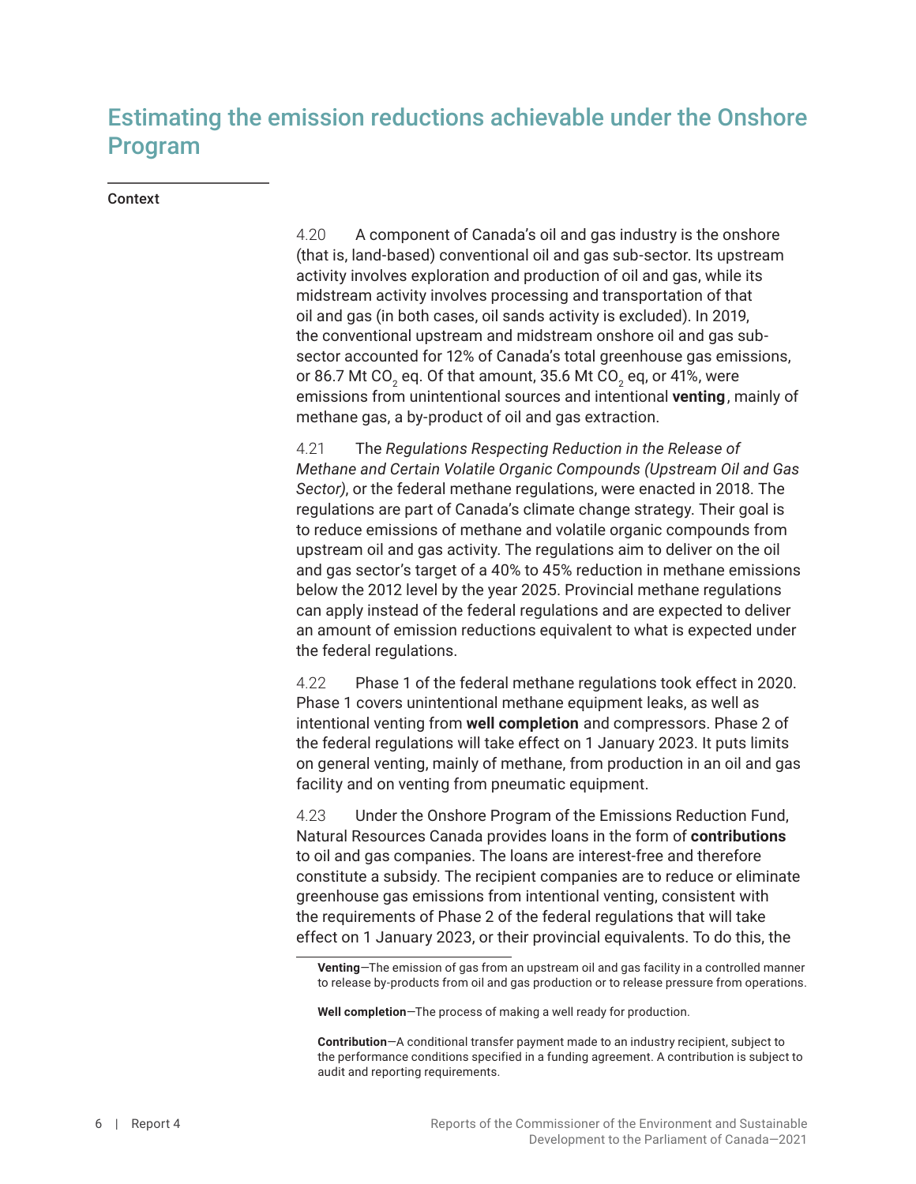## Estimating the emission reductions achievable under the Onshore Program

### Context

4.20 A component of Canada's oil and gas industry is the onshore (that is, land-based) conventional oil and gas sub-sector. Its upstream activity involves exploration and production of oil and gas, while its midstream activity involves processing and transportation of that oil and gas (in both cases, oil sands activity is excluded). In 2019, the conventional upstream and midstream onshore oil and gas sub-sector accounted for 12% of Canada's total greenhouse gas emissions, or 86.7 Mt $CO_2$ eq. Of that amount, 35.6 Mt $CO_2$ eq, or 41%, were emissions from unintentional sources and intentional **venting**, mainly of methane gas, a by-product of oil and gas extraction.

4.21 The *Regulations Respecting Reduction in the Release of Methane and Certain Volatile Organic Compounds (Upstream Oil and Gas Sector)*, or the federal methane regulations, were enacted in 2018. The regulations are part of Canada's climate change strategy. Their goal is to reduce emissions of methane and volatile organic compounds from upstream oil and gas activity. The regulations aim to deliver on the oil and gas sector's target of a 40% to 45% reduction in methane emissions below the 2012 level by the year 2025. Provincial methane regulations can apply instead of the federal regulations and are expected to deliver an amount of emission reductions equivalent to what is expected under the federal regulations.

4.22 Phase 1 of the federal methane regulations took effect in 2020. Phase 1 covers unintentional methane equipment leaks, as well as intentional venting from **well completion** and compressors. Phase 2 of the federal regulations will take effect on 1 January 2023. It puts limits on general venting, mainly of methane, from production in an oil and gas facility and on venting from pneumatic equipment.

4.23 Under the Onshore Program of the Emissions Reduction Fund, Natural Resources Canada provides loans in the form of **contributions** to oil and gas companies. The loans are interest-free and therefore constitute a subsidy. The recipient companies are to reduce or eliminate greenhouse gas emissions from intentional venting, consistent with the requirements of Phase 2 of the federal regulations that will take effect on 1 January 2023, or their provincial equivalents. To do this, the

---

**Venting**—The emission of gas from an upstream oil and gas facility in a controlled manner to release by-products from oil and gas production or to release pressure from operations.

**Well completion**—The process of making a well ready for production.

**Contribution**—A conditional transfer payment made to an industry recipient, subject to the performance conditions specified in a funding agreement. A contribution is subject to audit and reporting requirements.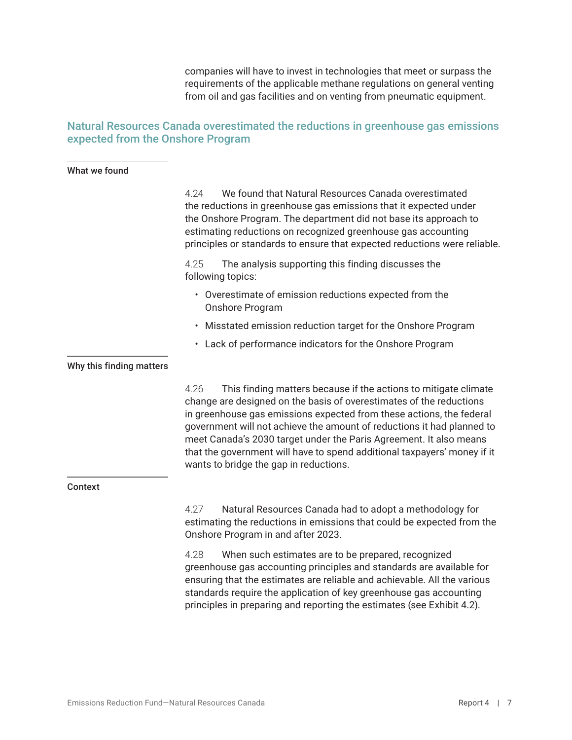companies will have to invest in technologies that meet or surpass the requirements of the applicable methane regulations on general venting from oil and gas facilities and on venting from pneumatic equipment.

## Natural Resources Canada overestimated the reductions in greenhouse gas emissions expected from the Onshore Program

**What we found**

4.24 We found that Natural Resources Canada overestimated the reductions in greenhouse gas emissions that it expected under the Onshore Program. The department did not base its approach to estimating reductions on recognized greenhouse gas accounting principles or standards to ensure that expected reductions were reliable.

4.25 The analysis supporting this finding discusses the following topics:

- Overestimate of emission reductions expected from the Onshore Program
- Misstated emission reduction target for the Onshore Program
- Lack of performance indicators for the Onshore Program

**Why this finding matters**

4.26 This finding matters because if the actions to mitigate climate change are designed on the basis of overestimates of the reductions in greenhouse gas emissions expected from these actions, the federal government will not achieve the amount of reductions it had planned to meet Canada's 2030 target under the Paris Agreement. It also means that the government will have to spend additional taxpayers' money if it wants to bridge the gap in reductions.

**Context**

4.27 Natural Resources Canada had to adopt a methodology for estimating the reductions in emissions that could be expected from the Onshore Program in and after 2023.

4.28 When such estimates are to be prepared, recognized greenhouse gas accounting principles and standards are available for ensuring that the estimates are reliable and achievable. All the various standards require the application of key greenhouse gas accounting principles in preparing and reporting the estimates (see Exhibit 4.2).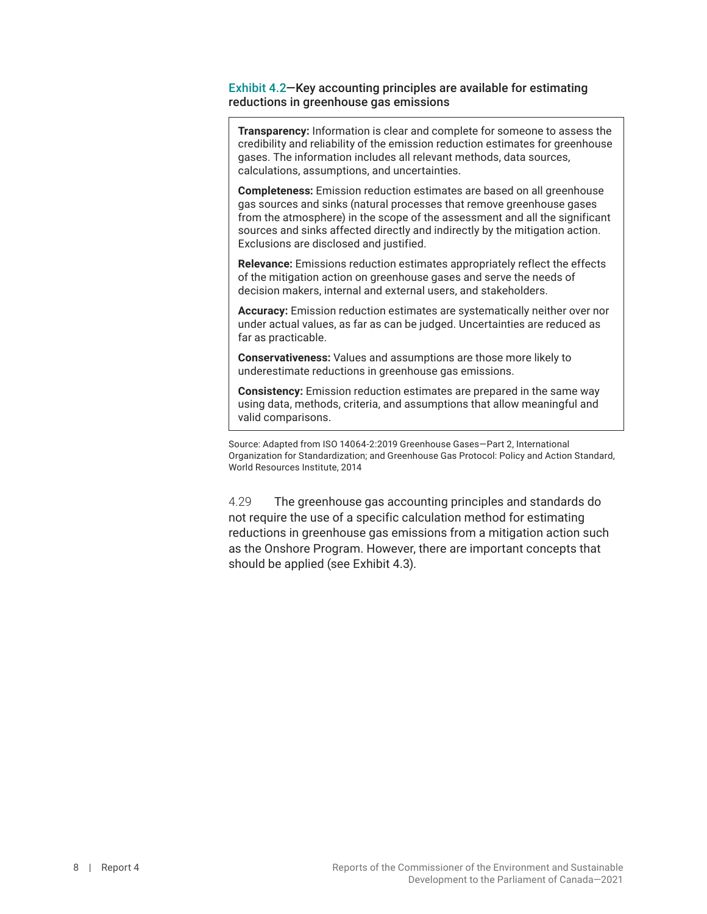**Exhibit 4.2—Key accounting principles are available for estimating reductions in greenhouse gas emissions**

> **Transparency:** Information is clear and complete for someone to assess the credibility and reliability of the emission reduction estimates for greenhouse gases. The information includes all relevant methods, data sources, calculations, assumptions, and uncertainties.
>
> **Completeness:** Emission reduction estimates are based on all greenhouse gas sources and sinks (natural processes that remove greenhouse gases from the atmosphere) in the scope of the assessment and all the significant sources and sinks affected directly and indirectly by the mitigation action. Exclusions are disclosed and justified.
>
> **Relevance:** Emissions reduction estimates appropriately reflect the effects of the mitigation action on greenhouse gases and serve the needs of decision makers, internal and external users, and stakeholders.
>
> **Accuracy:** Emission reduction estimates are systematically neither over nor under actual values, as far as can be judged. Uncertainties are reduced as far as practicable.
>
> **Conservativeness:** Values and assumptions are those more likely to underestimate reductions in greenhouse gas emissions.
>
> **Consistency:** Emission reduction estimates are prepared in the same way using data, methods, criteria, and assumptions that allow meaningful and valid comparisons.

Source: Adapted from ISO 14064-2:2019 Greenhouse Gases—Part 2, International Organization for Standardization; and Greenhouse Gas Protocol: Policy and Action Standard, World Resources Institute, 2014

4.29 The greenhouse gas accounting principles and standards do not require the use of a specific calculation method for estimating reductions in greenhouse gas emissions from a mitigation action such as the Onshore Program. However, there are important concepts that should be applied (see Exhibit 4.3).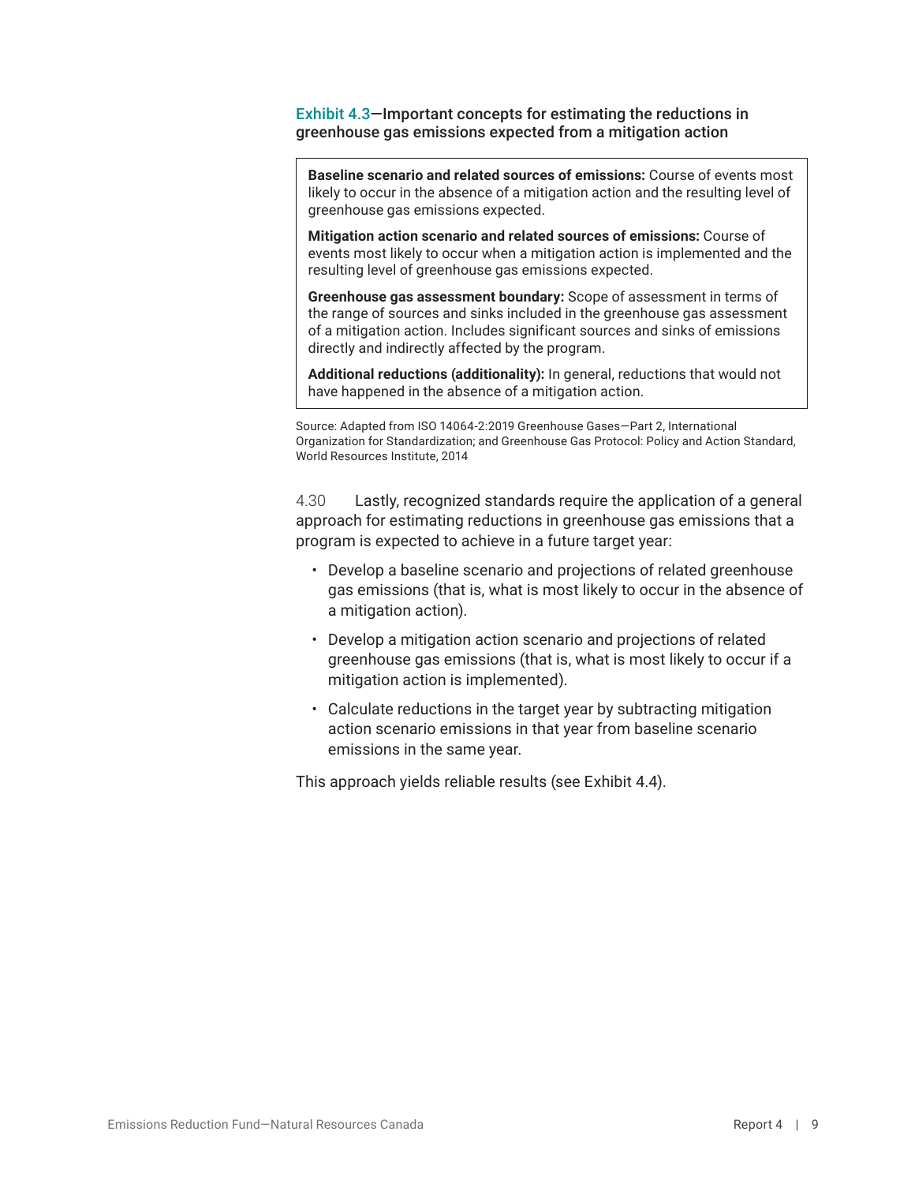**Exhibit 4.3—Important concepts for estimating the reductions in greenhouse gas emissions expected from a mitigation action**

**Baseline scenario and related sources of emissions:** Course of events most likely to occur in the absence of a mitigation action and the resulting level of greenhouse gas emissions expected.

**Mitigation action scenario and related sources of emissions:** Course of events most likely to occur when a mitigation action is implemented and the resulting level of greenhouse gas emissions expected.

**Greenhouse gas assessment boundary:** Scope of assessment in terms of the range of sources and sinks included in the greenhouse gas assessment of a mitigation action. Includes significant sources and sinks of emissions directly and indirectly affected by the program.

**Additional reductions (additionality):** In general, reductions that would not have happened in the absence of a mitigation action.

Source: Adapted from ISO 14064-2:2019 Greenhouse Gases—Part 2, International Organization for Standardization; and Greenhouse Gas Protocol: Policy and Action Standard, World Resources Institute, 2014

4.30 Lastly, recognized standards require the application of a general approach for estimating reductions in greenhouse gas emissions that a program is expected to achieve in a future target year:

- Develop a baseline scenario and projections of related greenhouse gas emissions (that is, what is most likely to occur in the absence of a mitigation action).
- Develop a mitigation action scenario and projections of related greenhouse gas emissions (that is, what is most likely to occur if a mitigation action is implemented).
- Calculate reductions in the target year by subtracting mitigation action scenario emissions in that year from baseline scenario emissions in the same year.

This approach yields reliable results (see Exhibit 4.4).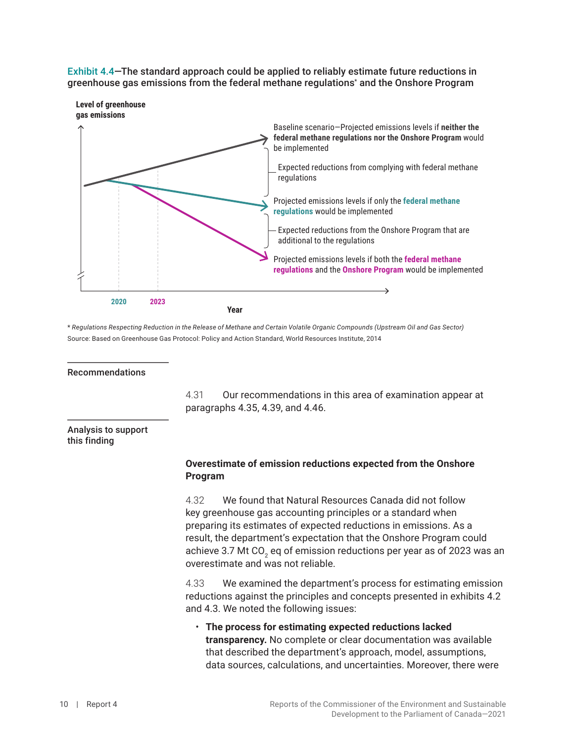**Exhibit 4.4—The standard approach could be applied to reliably estimate future reductions in greenhouse gas emissions from the federal methane regulations* and the Onshore Program**

Level of greenhouse gas emissions

Baseline scenario—Projected emissions levels if **neither the federal methane regulations nor the Onshore Program** would be implemented

Expected reductions from complying with federal methane regulations

Projected emissions levels if only the **federal methane regulations** would be implemented

Expected reductions from the Onshore Program that are additional to the regulations

Projected emissions levels if both the **federal methane regulations** and the **Onshore Program** would be implemented

2020 2023

Year

\* *Regulations Respecting Reduction in the Release of Methane and Certain Volatile Organic Compounds (Upstream Oil and Gas Sector)*

Source: Based on Greenhouse Gas Protocol: Policy and Action Standard, World Resources Institute, 2014

## Recommendations

4.31 Our recommendations in this area of examination appear at paragraphs 4.35, 4.39, and 4.46.

## Analysis to support this finding

### Overestimate of emission reductions expected from the Onshore Program

4.32 We found that Natural Resources Canada did not follow key greenhouse gas accounting principles or a standard when preparing its estimates of expected reductions in emissions. As a result, the department's expectation that the Onshore Program could achieve 3.7 Mt $CO_2$ eq of emission reductions per year as of 2023 was an overestimate and was not reliable.

4.33 We examined the department's process for estimating emission reductions against the principles and concepts presented in exhibits 4.2 and 4.3. We noted the following issues:

- **The process for estimating expected reductions lacked transparency.** No complete or clear documentation was available that described the department's approach, model, assumptions, data sources, calculations, and uncertainties. Moreover, there were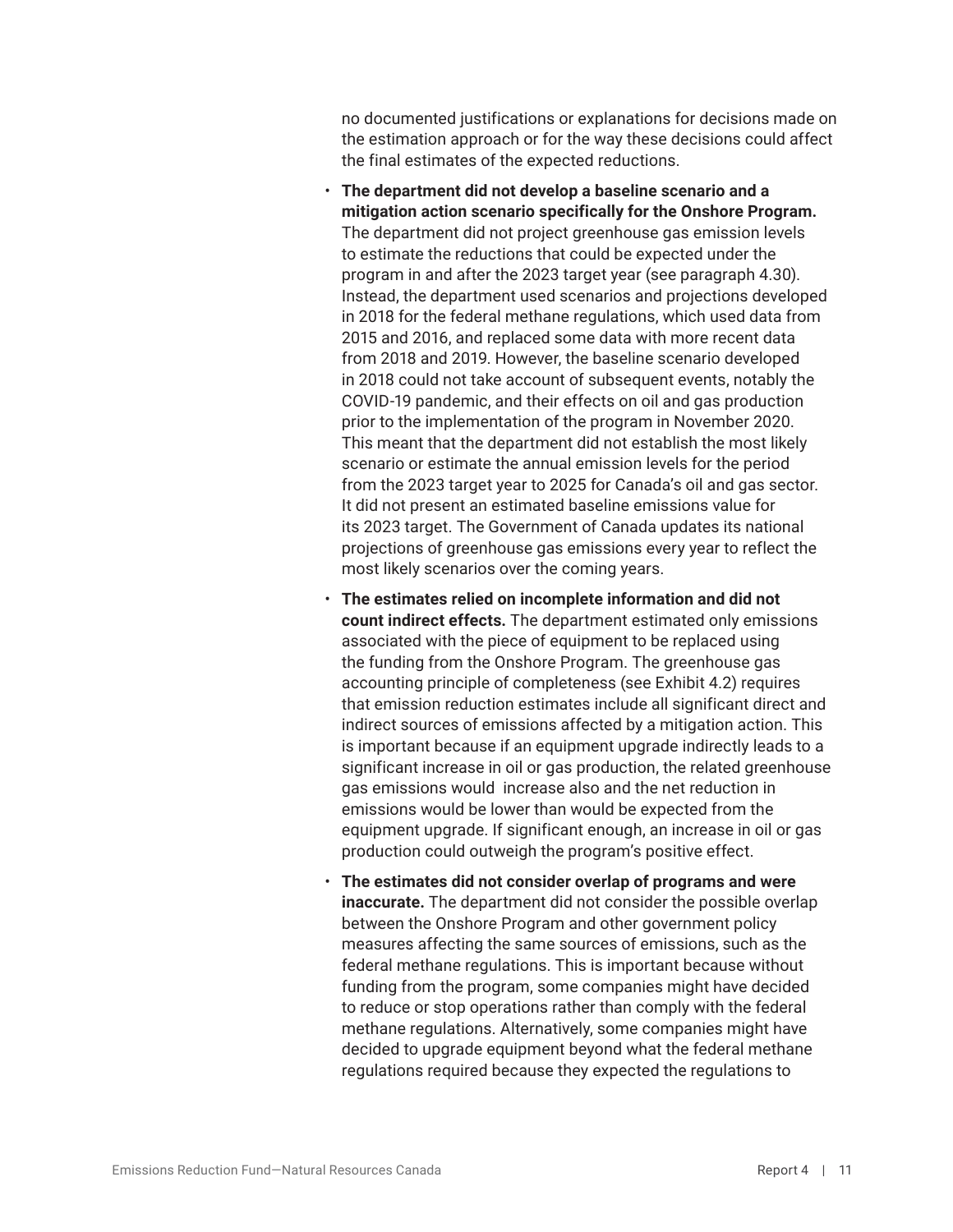no documented justifications or explanations for decisions made on the estimation approach or for the way these decisions could affect the final estimates of the expected reductions.

- **The department did not develop a baseline scenario and a mitigation action scenario specifically for the Onshore Program.** The department did not project greenhouse gas emission levels to estimate the reductions that could be expected under the program in and after the 2023 target year (see paragraph 4.30). Instead, the department used scenarios and projections developed in 2018 for the federal methane regulations, which used data from 2015 and 2016, and replaced some data with more recent data from 2018 and 2019. However, the baseline scenario developed in 2018 could not take account of subsequent events, notably the COVID-19 pandemic, and their effects on oil and gas production prior to the implementation of the program in November 2020. This meant that the department did not establish the most likely scenario or estimate the annual emission levels for the period from the 2023 target year to 2025 for Canada's oil and gas sector. It did not present an estimated baseline emissions value for its 2023 target. The Government of Canada updates its national projections of greenhouse gas emissions every year to reflect the most likely scenarios over the coming years.
- **The estimates relied on incomplete information and did not count indirect effects.** The department estimated only emissions associated with the piece of equipment to be replaced using the funding from the Onshore Program. The greenhouse gas accounting principle of completeness (see Exhibit 4.2) requires that emission reduction estimates include all significant direct and indirect sources of emissions affected by a mitigation action. This is important because if an equipment upgrade indirectly leads to a significant increase in oil or gas production, the related greenhouse gas emissions would increase also and the net reduction in emissions would be lower than would be expected from the equipment upgrade. If significant enough, an increase in oil or gas production could outweigh the program's positive effect.
- **The estimates did not consider overlap of programs and were inaccurate.** The department did not consider the possible overlap between the Onshore Program and other government policy measures affecting the same sources of emissions, such as the federal methane regulations. This is important because without funding from the program, some companies might have decided to reduce or stop operations rather than comply with the federal methane regulations. Alternatively, some companies might have decided to upgrade equipment beyond what the federal methane regulations required because they expected the regulations to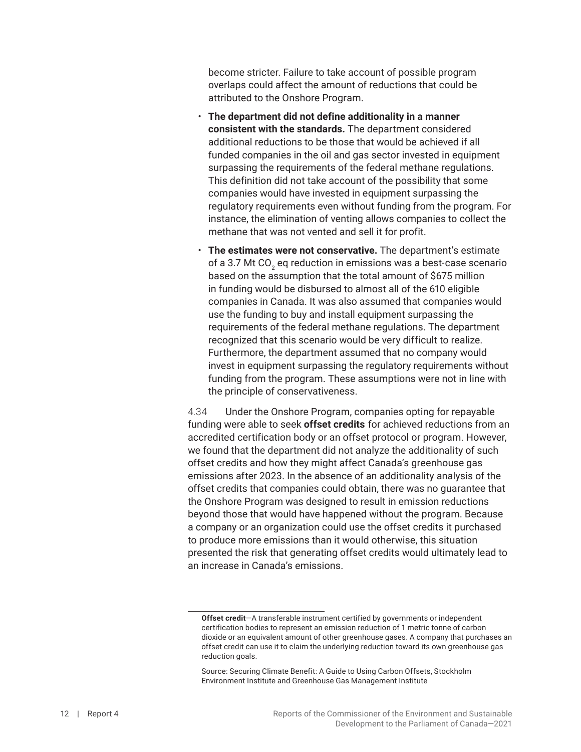become stricter. Failure to take account of possible program overlaps could affect the amount of reductions that could be attributed to the Onshore Program.

- **The department did not define additionality in a manner consistent with the standards.** The department considered additional reductions to be those that would be achieved if all funded companies in the oil and gas sector invested in equipment surpassing the requirements of the federal methane regulations. This definition did not take account of the possibility that some companies would have invested in equipment surpassing the regulatory requirements even without funding from the program. For instance, the elimination of venting allows companies to collect the methane that was not vented and sell it for profit.
- **The estimates were not conservative.** The department's estimate of a 3.7 Mt $CO_2$ eq reduction in emissions was a best-case scenario based on the assumption that the total amount of $675 million in funding would be disbursed to almost all of the 610 eligible companies in Canada. It was also assumed that companies would use the funding to buy and install equipment surpassing the requirements of the federal methane regulations. The department recognized that this scenario would be very difficult to realize. Furthermore, the department assumed that no company would invest in equipment surpassing the regulatory requirements without funding from the program. These assumptions were not in line with the principle of conservativeness.

4.34 Under the Onshore Program, companies opting for repayable funding were able to seek **offset credits** for achieved reductions from an accredited certification body or an offset protocol or program. However, we found that the department did not analyze the additionality of such offset credits and how they might affect Canada's greenhouse gas emissions after 2023. In the absence of an additionality analysis of the offset credits that companies could obtain, there was no guarantee that the Onshore Program was designed to result in emission reductions beyond those that would have happened without the program. Because a company or an organization could use the offset credits it purchased to produce more emissions than it would otherwise, this situation presented the risk that generating offset credits would ultimately lead to an increase in Canada's emissions.

---

**Offset credit**—A transferable instrument certified by governments or independent certification bodies to represent an emission reduction of 1 metric tonne of carbon dioxide or an equivalent amount of other greenhouse gases. A company that purchases an offset credit can use it to claim the underlying reduction toward its own greenhouse gas reduction goals.

Source: Securing Climate Benefit: A Guide to Using Carbon Offsets, Stockholm Environment Institute and Greenhouse Gas Management Institute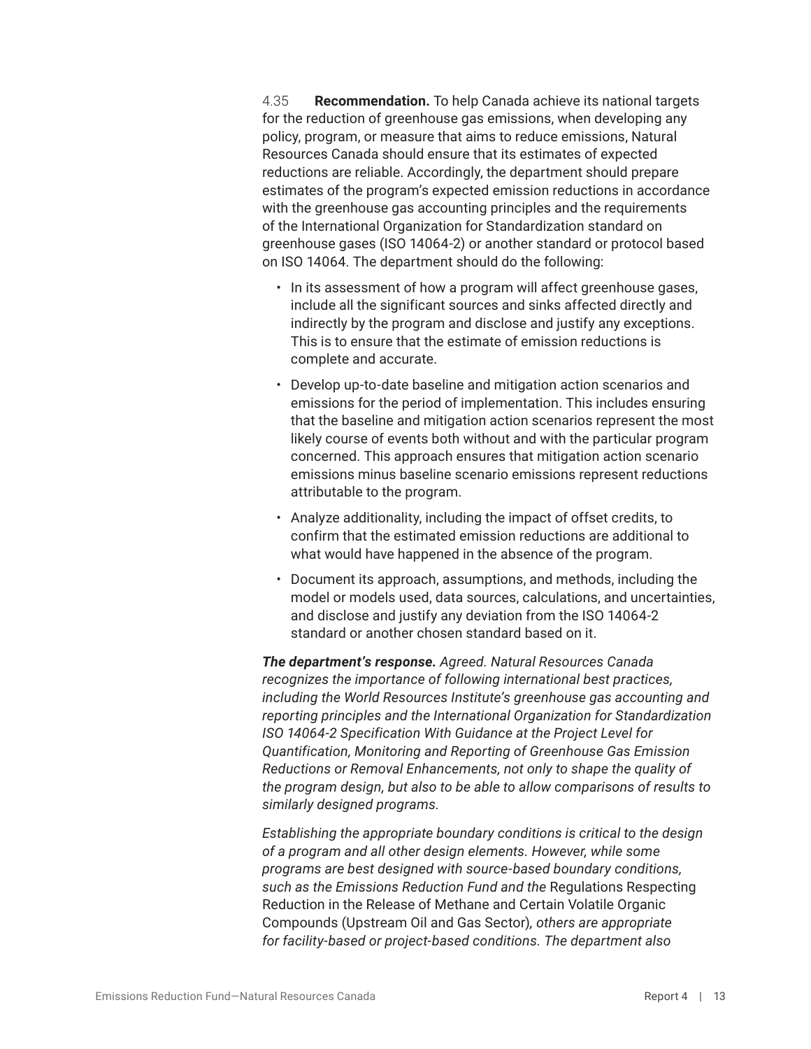4.35 **Recommendation.** To help Canada achieve its national targets for the reduction of greenhouse gas emissions, when developing any policy, program, or measure that aims to reduce emissions, Natural Resources Canada should ensure that its estimates of expected reductions are reliable. Accordingly, the department should prepare estimates of the program's expected emission reductions in accordance with the greenhouse gas accounting principles and the requirements of the International Organization for Standardization standard on greenhouse gases (ISO 14064-2) or another standard or protocol based on ISO 14064. The department should do the following:

- In its assessment of how a program will affect greenhouse gases, include all the significant sources and sinks affected directly and indirectly by the program and disclose and justify any exceptions. This is to ensure that the estimate of emission reductions is complete and accurate.
- Develop up-to-date baseline and mitigation action scenarios and emissions for the period of implementation. This includes ensuring that the baseline and mitigation action scenarios represent the most likely course of events both without and with the particular program concerned. This approach ensures that mitigation action scenario emissions minus baseline scenario emissions represent reductions attributable to the program.
- Analyze additionality, including the impact of offset credits, to confirm that the estimated emission reductions are additional to what would have happened in the absence of the program.
- Document its approach, assumptions, and methods, including the model or models used, data sources, calculations, and uncertainties, and disclose and justify any deviation from the ISO 14064-2 standard or another chosen standard based on it.

***The department's response.*** *Agreed. Natural Resources Canada recognizes the importance of following international best practices, including the World Resources Institute's greenhouse gas accounting and reporting principles and the International Organization for Standardization ISO 14064-2 Specification With Guidance at the Project Level for Quantification, Monitoring and Reporting of Greenhouse Gas Emission Reductions or Removal Enhancements, not only to shape the quality of the program design, but also to be able to allow comparisons of results to similarly designed programs.*

*Establishing the appropriate boundary conditions is critical to the design of a program and all other design elements. However, while some programs are best designed with source-based boundary conditions, such as the Emissions Reduction Fund and the* Regulations Respecting Reduction in the Release of Methane and Certain Volatile Organic Compounds (Upstream Oil and Gas Sector)*, others are appropriate for facility-based or project-based conditions. The department also*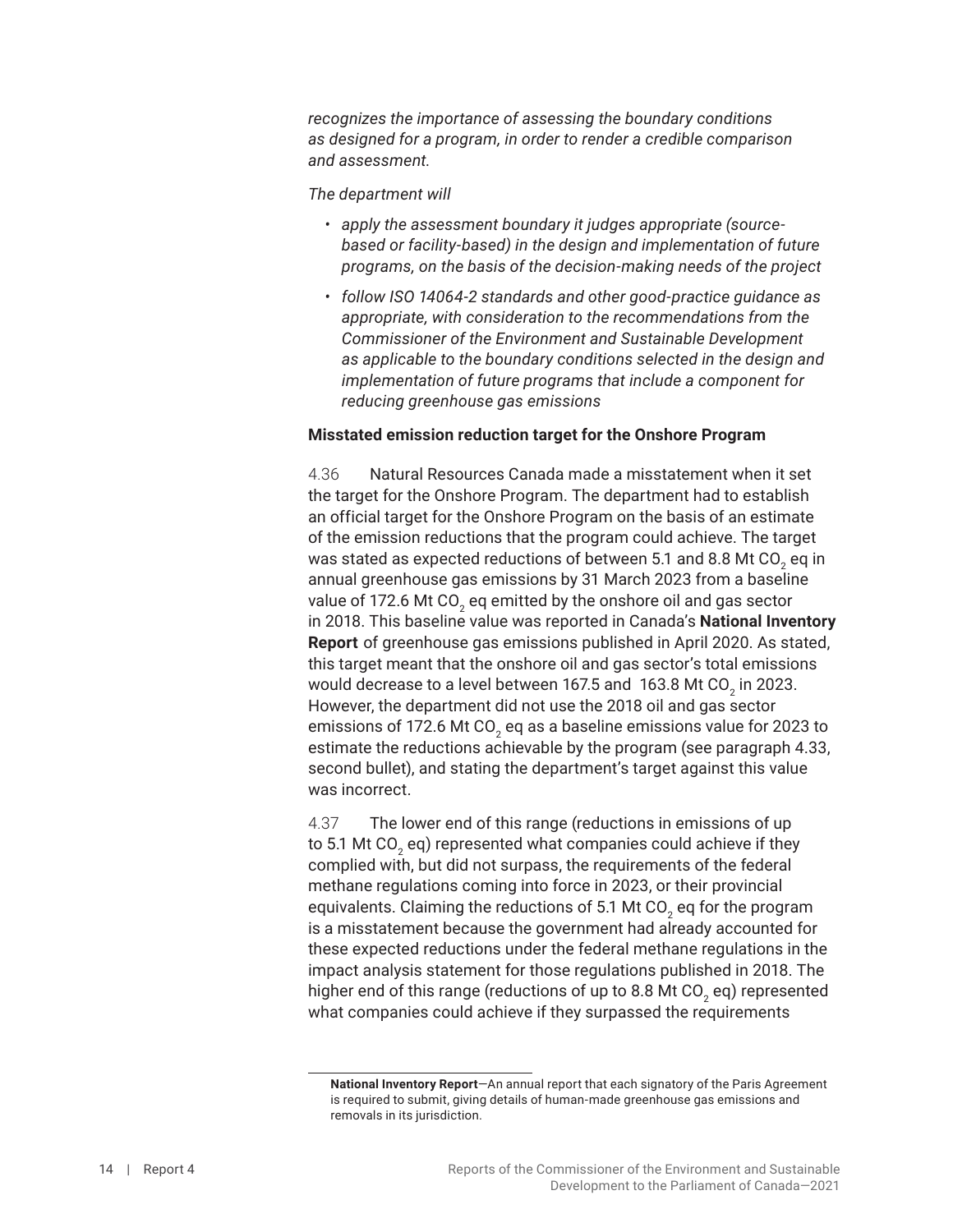*recognizes the importance of assessing the boundary conditions as designed for a program, in order to render a credible comparison and assessment.*

*The department will*

- *apply the assessment boundary it judges appropriate (source-based or facility-based) in the design and implementation of future programs, on the basis of the decision-making needs of the project*
- *follow ISO 14064-2 standards and other good-practice guidance as appropriate, with consideration to the recommendations from the Commissioner of the Environment and Sustainable Development as applicable to the boundary conditions selected in the design and implementation of future programs that include a component for reducing greenhouse gas emissions*

**Misstated emission reduction target for the Onshore Program**

4.36 Natural Resources Canada made a misstatement when it set the target for the Onshore Program. The department had to establish an official target for the Onshore Program on the basis of an estimate of the emission reductions that the program could achieve. The target was stated as expected reductions of between 5.1 and 8.8 Mt $CO_2$ eq in annual greenhouse gas emissions by 31 March 2023 from a baseline value of 172.6 Mt $CO_2$ eq emitted by the onshore oil and gas sector in 2018. This baseline value was reported in Canada's **National Inventory Report** of greenhouse gas emissions published in April 2020. As stated, this target meant that the onshore oil and gas sector's total emissions would decrease to a level between 167.5 and 163.8 Mt $CO_2$ in 2023. However, the department did not use the 2018 oil and gas sector emissions of 172.6 Mt $CO_2$ eq as a baseline emissions value for 2023 to estimate the reductions achievable by the program (see paragraph 4.33, second bullet), and stating the department's target against this value was incorrect.

4.37 The lower end of this range (reductions in emissions of up to 5.1 Mt $CO_2$ eq) represented what companies could achieve if they complied with, but did not surpass, the requirements of the federal methane regulations coming into force in 2023, or their provincial equivalents. Claiming the reductions of 5.1 Mt $CO_2$ eq for the program is a misstatement because the government had already accounted for these expected reductions under the federal methane regulations in the impact analysis statement for those regulations published in 2018. The higher end of this range (reductions of up to 8.8 Mt $CO_2$ eq) represented what companies could achieve if they surpassed the requirements

**National Inventory Report**—An annual report that each signatory of the Paris Agreement is required to submit, giving details of human-made greenhouse gas emissions and removals in its jurisdiction.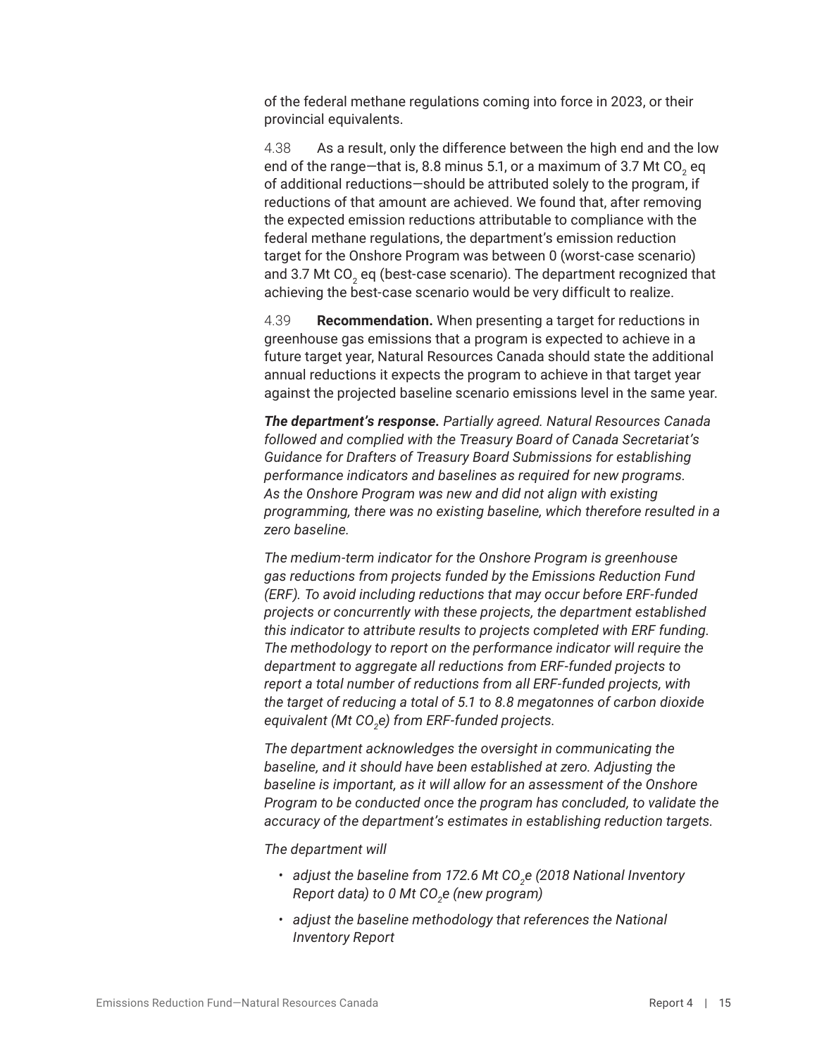of the federal methane regulations coming into force in 2023, or their provincial equivalents.

4.38 As a result, only the difference between the high end and the low end of the range—that is, 8.8 minus 5.1, or a maximum of 3.7 Mt $CO_2$ eq of additional reductions—should be attributed solely to the program, if reductions of that amount are achieved. We found that, after removing the expected emission reductions attributable to compliance with the federal methane regulations, the department's emission reduction target for the Onshore Program was between 0 (worst-case scenario) and 3.7 Mt $CO_2$ eq (best-case scenario). The department recognized that achieving the best-case scenario would be very difficult to realize.

4.39 **Recommendation.** When presenting a target for reductions in greenhouse gas emissions that a program is expected to achieve in a future target year, Natural Resources Canada should state the additional annual reductions it expects the program to achieve in that target year against the projected baseline scenario emissions level in the same year.

***The department's response.*** *Partially agreed. Natural Resources Canada followed and complied with the Treasury Board of Canada Secretariat's Guidance for Drafters of Treasury Board Submissions for establishing performance indicators and baselines as required for new programs. As the Onshore Program was new and did not align with existing programming, there was no existing baseline, which therefore resulted in a zero baseline.*

*The medium-term indicator for the Onshore Program is greenhouse gas reductions from projects funded by the Emissions Reduction Fund (ERF). To avoid including reductions that may occur before ERF-funded projects or concurrently with these projects, the department established this indicator to attribute results to projects completed with ERF funding. The methodology to report on the performance indicator will require the department to aggregate all reductions from ERF-funded projects to report a total number of reductions from all ERF-funded projects, with the target of reducing a total of 5.1 to 8.8 megatonnes of carbon dioxide equivalent (Mt $CO_2$e) from ERF-funded projects.*

*The department acknowledges the oversight in communicating the baseline, and it should have been established at zero. Adjusting the baseline is important, as it will allow for an assessment of the Onshore Program to be conducted once the program has concluded, to validate the accuracy of the department's estimates in establishing reduction targets.*

*The department will*

- *adjust the baseline from 172.6 Mt $CO_2$e (2018 National Inventory Report data) to 0 Mt $CO_2$e (new program)*
- *adjust the baseline methodology that references the National Inventory Report*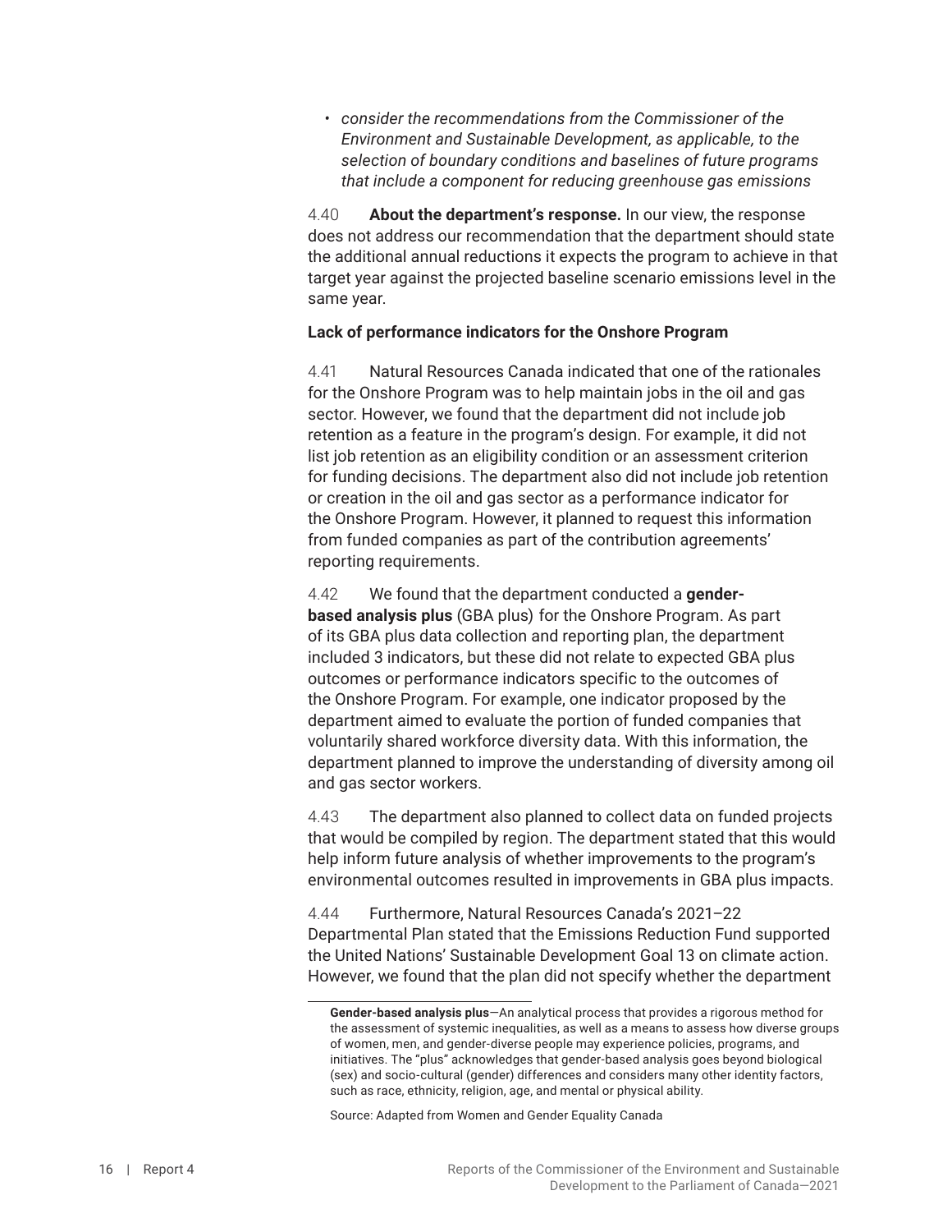- *consider the recommendations from the Commissioner of the Environment and Sustainable Development, as applicable, to the selection of boundary conditions and baselines of future programs that include a component for reducing greenhouse gas emissions*

4.40 **About the department's response.** In our view, the response does not address our recommendation that the department should state the additional annual reductions it expects the program to achieve in that target year against the projected baseline scenario emissions level in the same year.

**Lack of performance indicators for the Onshore Program**

4.41 Natural Resources Canada indicated that one of the rationales for the Onshore Program was to help maintain jobs in the oil and gas sector. However, we found that the department did not include job retention as a feature in the program's design. For example, it did not list job retention as an eligibility condition or an assessment criterion for funding decisions. The department also did not include job retention or creation in the oil and gas sector as a performance indicator for the Onshore Program. However, it planned to request this information from funded companies as part of the contribution agreements' reporting requirements.

4.42 We found that the department conducted a **gender-based analysis plus** (GBA plus) for the Onshore Program. As part of its GBA plus data collection and reporting plan, the department included 3 indicators, but these did not relate to expected GBA plus outcomes or performance indicators specific to the outcomes of the Onshore Program. For example, one indicator proposed by the department aimed to evaluate the portion of funded companies that voluntarily shared workforce diversity data. With this information, the department planned to improve the understanding of diversity among oil and gas sector workers.

4.43 The department also planned to collect data on funded projects that would be compiled by region. The department stated that this would help inform future analysis of whether improvements to the program's environmental outcomes resulted in improvements in GBA plus impacts.

4.44 Furthermore, Natural Resources Canada's 2021–22 Departmental Plan stated that the Emissions Reduction Fund supported the United Nations' Sustainable Development Goal 13 on climate action. However, we found that the plan did not specify whether the department

---

**Gender-based analysis plus**—An analytical process that provides a rigorous method for the assessment of systemic inequalities, as well as a means to assess how diverse groups of women, men, and gender-diverse people may experience policies, programs, and initiatives. The "plus" acknowledges that gender-based analysis goes beyond biological (sex) and socio-cultural (gender) differences and considers many other identity factors, such as race, ethnicity, religion, age, and mental or physical ability.

Source: Adapted from Women and Gender Equality Canada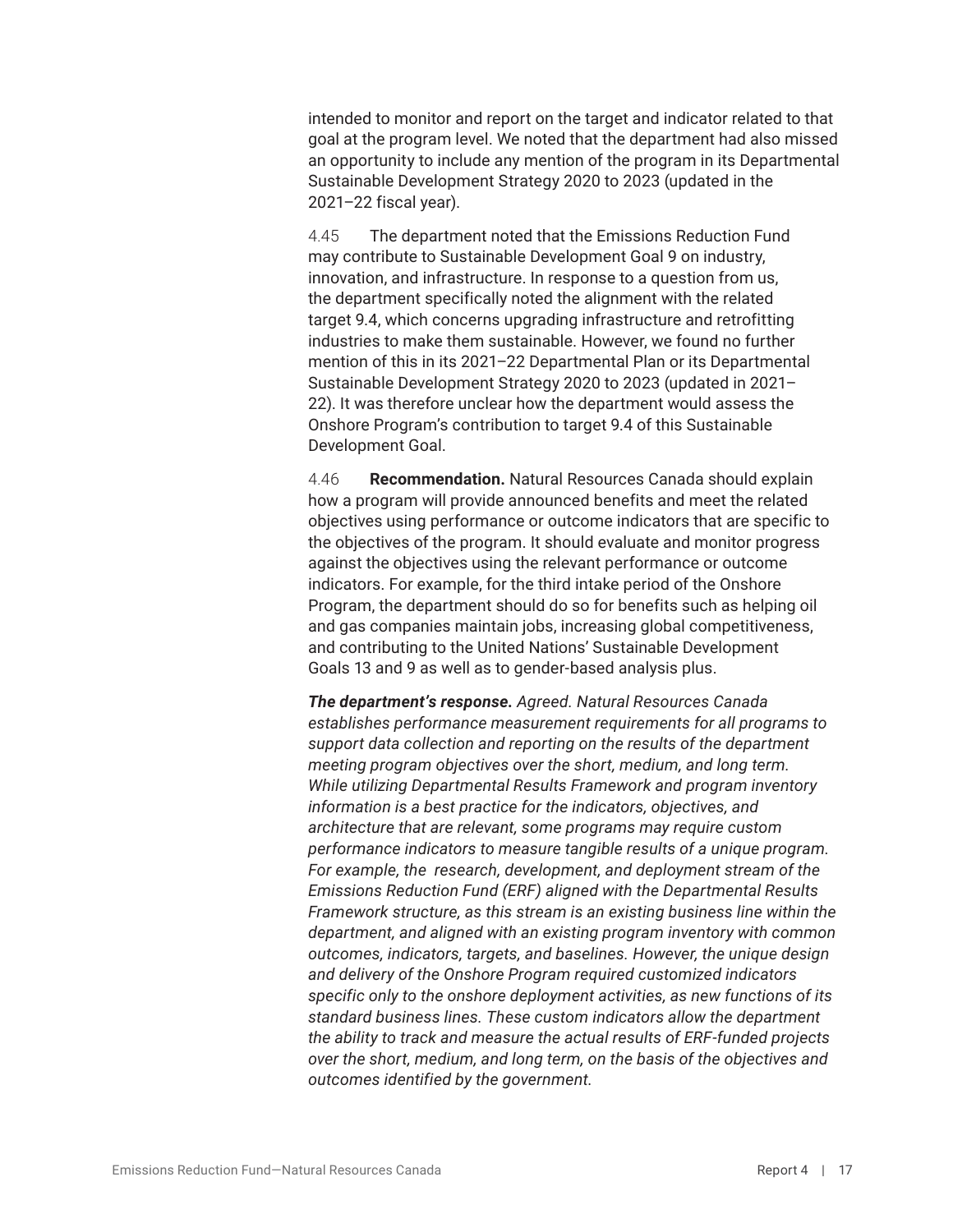intended to monitor and report on the target and indicator related to that goal at the program level. We noted that the department had also missed an opportunity to include any mention of the program in its Departmental Sustainable Development Strategy 2020 to 2023 (updated in the 2021–22 fiscal year).

4.45 The department noted that the Emissions Reduction Fund may contribute to Sustainable Development Goal 9 on industry, innovation, and infrastructure. In response to a question from us, the department specifically noted the alignment with the related target 9.4, which concerns upgrading infrastructure and retrofitting industries to make them sustainable. However, we found no further mention of this in its 2021–22 Departmental Plan or its Departmental Sustainable Development Strategy 2020 to 2023 (updated in 2021–22). It was therefore unclear how the department would assess the Onshore Program's contribution to target 9.4 of this Sustainable Development Goal.

4.46 **Recommendation.** Natural Resources Canada should explain how a program will provide announced benefits and meet the related objectives using performance or outcome indicators that are specific to the objectives of the program. It should evaluate and monitor progress against the objectives using the relevant performance or outcome indicators. For example, for the third intake period of the Onshore Program, the department should do so for benefits such as helping oil and gas companies maintain jobs, increasing global competitiveness, and contributing to the United Nations' Sustainable Development Goals 13 and 9 as well as to gender-based analysis plus.

***The department's response.*** *Agreed. Natural Resources Canada establishes performance measurement requirements for all programs to support data collection and reporting on the results of the department meeting program objectives over the short, medium, and long term. While utilizing Departmental Results Framework and program inventory information is a best practice for the indicators, objectives, and architecture that are relevant, some programs may require custom performance indicators to measure tangible results of a unique program. For example, the research, development, and deployment stream of the Emissions Reduction Fund (ERF) aligned with the Departmental Results Framework structure, as this stream is an existing business line within the department, and aligned with an existing program inventory with common outcomes, indicators, targets, and baselines. However, the unique design and delivery of the Onshore Program required customized indicators specific only to the onshore deployment activities, as new functions of its standard business lines. These custom indicators allow the department the ability to track and measure the actual results of ERF-funded projects over the short, medium, and long term, on the basis of the objectives and outcomes identified by the government.*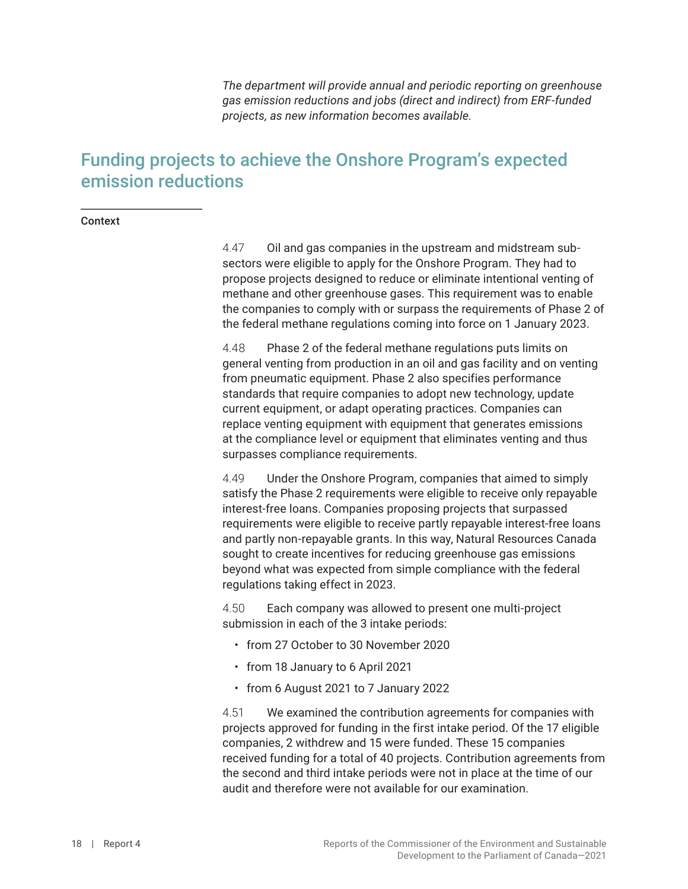*The department will provide annual and periodic reporting on greenhouse gas emission reductions and jobs (direct and indirect) from ERF-funded projects, as new information becomes available.*

## Funding projects to achieve the Onshore Program's expected emission reductions

**Context**

4.47 Oil and gas companies in the upstream and midstream sub-sectors were eligible to apply for the Onshore Program. They had to propose projects designed to reduce or eliminate intentional venting of methane and other greenhouse gases. This requirement was to enable the companies to comply with or surpass the requirements of Phase 2 of the federal methane regulations coming into force on 1 January 2023.

4.48 Phase 2 of the federal methane regulations puts limits on general venting from production in an oil and gas facility and on venting from pneumatic equipment. Phase 2 also specifies performance standards that require companies to adopt new technology, update current equipment, or adapt operating practices. Companies can replace venting equipment with equipment that generates emissions at the compliance level or equipment that eliminates venting and thus surpasses compliance requirements.

4.49 Under the Onshore Program, companies that aimed to simply satisfy the Phase 2 requirements were eligible to receive only repayable interest-free loans. Companies proposing projects that surpassed requirements were eligible to receive partly repayable interest-free loans and partly non-repayable grants. In this way, Natural Resources Canada sought to create incentives for reducing greenhouse gas emissions beyond what was expected from simple compliance with the federal regulations taking effect in 2023.

4.50 Each company was allowed to present one multi-project submission in each of the 3 intake periods:

- from 27 October to 30 November 2020
- from 18 January to 6 April 2021
- from 6 August 2021 to 7 January 2022

4.51 We examined the contribution agreements for companies with projects approved for funding in the first intake period. Of the 17 eligible companies, 2 withdrew and 15 were funded. These 15 companies received funding for a total of 40 projects. Contribution agreements from the second and third intake periods were not in place at the time of our audit and therefore were not available for our examination.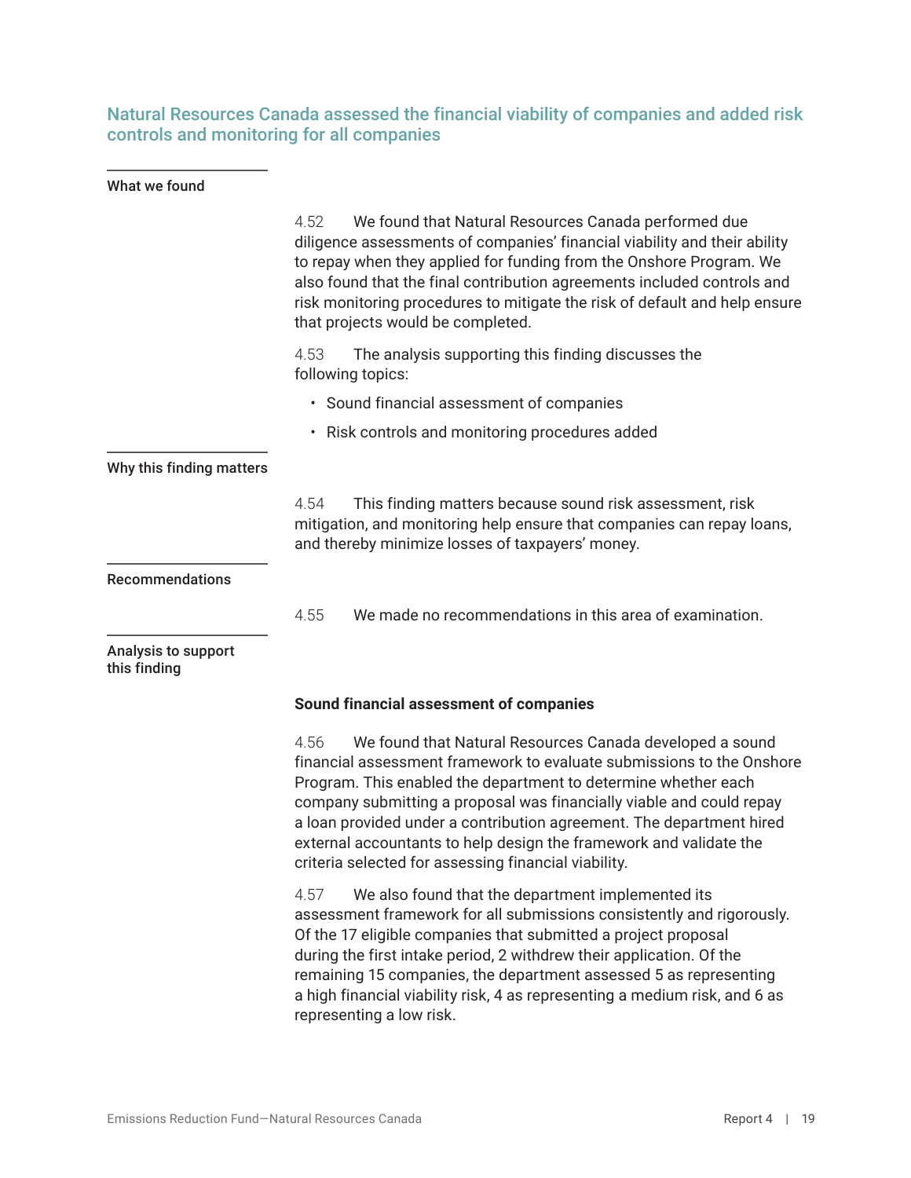## Natural Resources Canada assessed the financial viability of companies and added risk controls and monitoring for all companies

### What we found

4.52 We found that Natural Resources Canada performed due diligence assessments of companies' financial viability and their ability to repay when they applied for funding from the Onshore Program. We also found that the final contribution agreements included controls and risk monitoring procedures to mitigate the risk of default and help ensure that projects would be completed.

4.53 The analysis supporting this finding discusses the following topics:

- Sound financial assessment of companies
- Risk controls and monitoring procedures added

### Why this finding matters

4.54 This finding matters because sound risk assessment, risk mitigation, and monitoring help ensure that companies can repay loans, and thereby minimize losses of taxpayers' money.

### Recommendations

4.55 We made no recommendations in this area of examination.

### Analysis to support this finding

**Sound financial assessment of companies**

4.56 We found that Natural Resources Canada developed a sound financial assessment framework to evaluate submissions to the Onshore Program. This enabled the department to determine whether each company submitting a proposal was financially viable and could repay a loan provided under a contribution agreement. The department hired external accountants to help design the framework and validate the criteria selected for assessing financial viability.

4.57 We also found that the department implemented its assessment framework for all submissions consistently and rigorously. Of the 17 eligible companies that submitted a project proposal during the first intake period, 2 withdrew their application. Of the remaining 15 companies, the department assessed 5 as representing a high financial viability risk, 4 as representing a medium risk, and 6 as representing a low risk.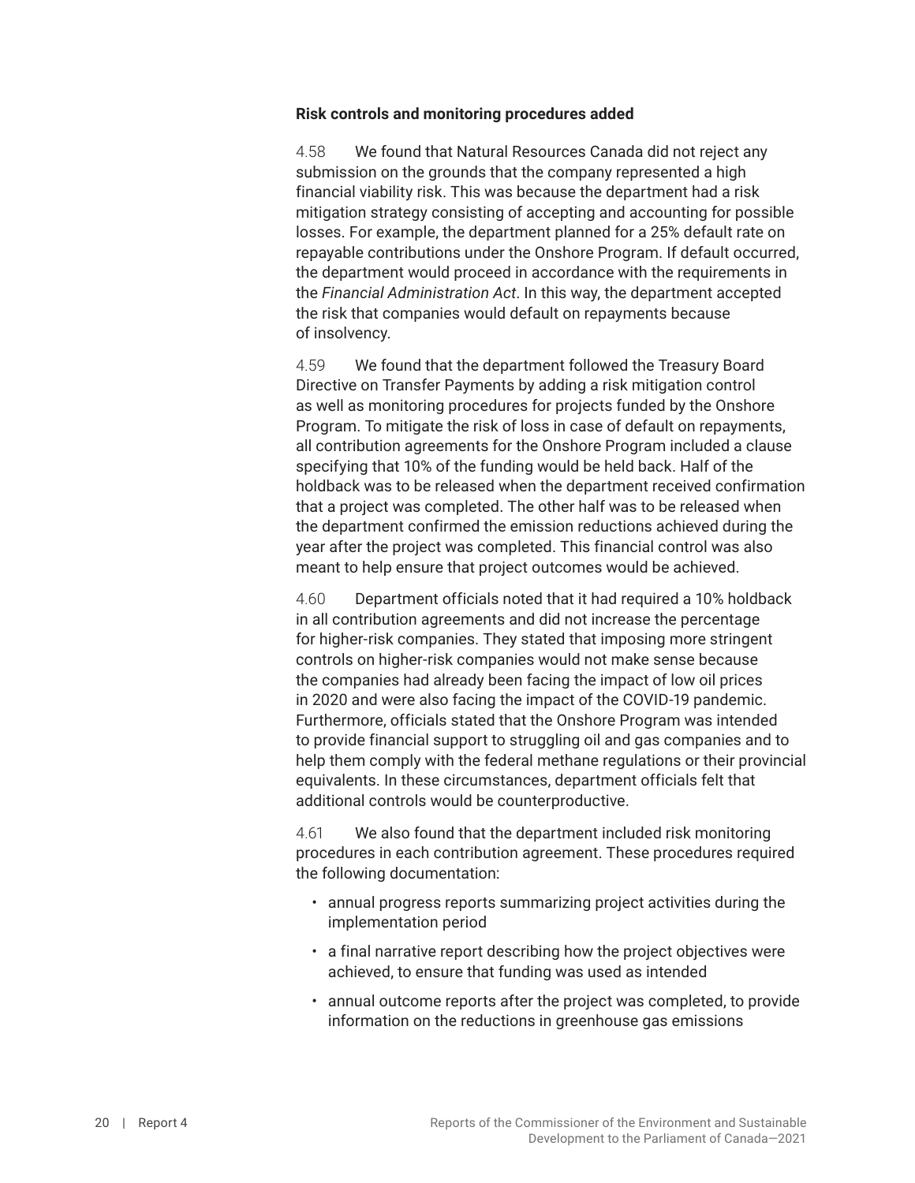**Risk controls and monitoring procedures added**

4.58 We found that Natural Resources Canada did not reject any submission on the grounds that the company represented a high financial viability risk. This was because the department had a risk mitigation strategy consisting of accepting and accounting for possible losses. For example, the department planned for a 25% default rate on repayable contributions under the Onshore Program. If default occurred, the department would proceed in accordance with the requirements in the *Financial Administration Act*. In this way, the department accepted the risk that companies would default on repayments because of insolvency.

4.59 We found that the department followed the Treasury Board Directive on Transfer Payments by adding a risk mitigation control as well as monitoring procedures for projects funded by the Onshore Program. To mitigate the risk of loss in case of default on repayments, all contribution agreements for the Onshore Program included a clause specifying that 10% of the funding would be held back. Half of the holdback was to be released when the department received confirmation that a project was completed. The other half was to be released when the department confirmed the emission reductions achieved during the year after the project was completed. This financial control was also meant to help ensure that project outcomes would be achieved.

4.60 Department officials noted that it had required a 10% holdback in all contribution agreements and did not increase the percentage for higher-risk companies. They stated that imposing more stringent controls on higher-risk companies would not make sense because the companies had already been facing the impact of low oil prices in 2020 and were also facing the impact of the COVID-19 pandemic. Furthermore, officials stated that the Onshore Program was intended to provide financial support to struggling oil and gas companies and to help them comply with the federal methane regulations or their provincial equivalents. In these circumstances, department officials felt that additional controls would be counterproductive.

4.61 We also found that the department included risk monitoring procedures in each contribution agreement. These procedures required the following documentation:

- annual progress reports summarizing project activities during the implementation period
- a final narrative report describing how the project objectives were achieved, to ensure that funding was used as intended
- annual outcome reports after the project was completed, to provide information on the reductions in greenhouse gas emissions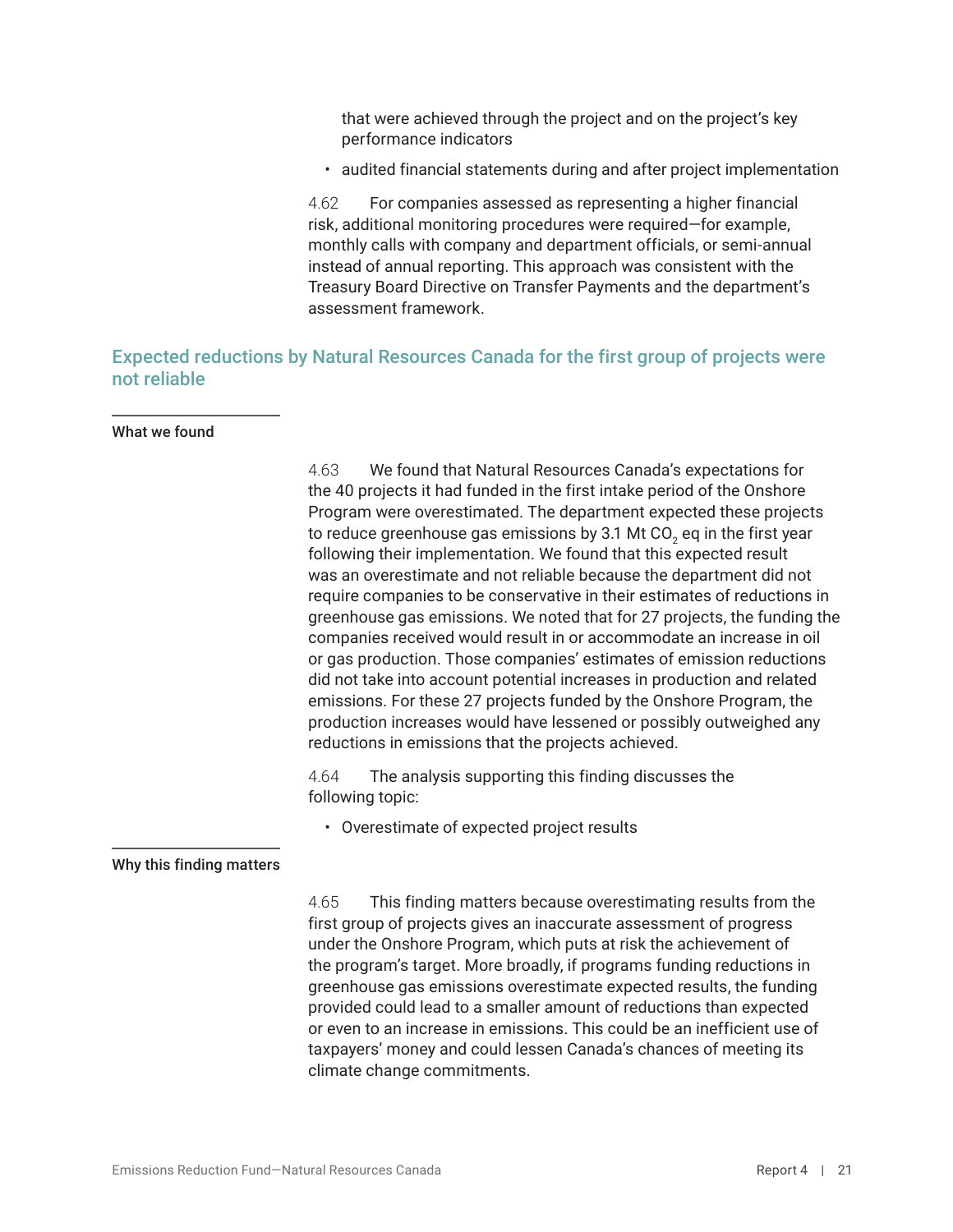that were achieved through the project and on the project's key performance indicators

- audited financial statements during and after project implementation

4.62 For companies assessed as representing a higher financial risk, additional monitoring procedures were required—for example, monthly calls with company and department officials, or semi-annual instead of annual reporting. This approach was consistent with the Treasury Board Directive on Transfer Payments and the department's assessment framework.

## Expected reductions by Natural Resources Canada for the first group of projects were not reliable

### What we found

4.63 We found that Natural Resources Canada's expectations for the 40 projects it had funded in the first intake period of the Onshore Program were overestimated. The department expected these projects to reduce greenhouse gas emissions by 3.1 Mt $CO_2$ eq in the first year following their implementation. We found that this expected result was an overestimate and not reliable because the department did not require companies to be conservative in their estimates of reductions in greenhouse gas emissions. We noted that for 27 projects, the funding the companies received would result in or accommodate an increase in oil or gas production. Those companies' estimates of emission reductions did not take into account potential increases in production and related emissions. For these 27 projects funded by the Onshore Program, the production increases would have lessened or possibly outweighed any reductions in emissions that the projects achieved.

4.64 The analysis supporting this finding discusses the following topic:

- Overestimate of expected project results

### Why this finding matters

4.65 This finding matters because overestimating results from the first group of projects gives an inaccurate assessment of progress under the Onshore Program, which puts at risk the achievement of the program's target. More broadly, if programs funding reductions in greenhouse gas emissions overestimate expected results, the funding provided could lead to a smaller amount of reductions than expected or even to an increase in emissions. This could be an inefficient use of taxpayers' money and could lessen Canada's chances of meeting its climate change commitments.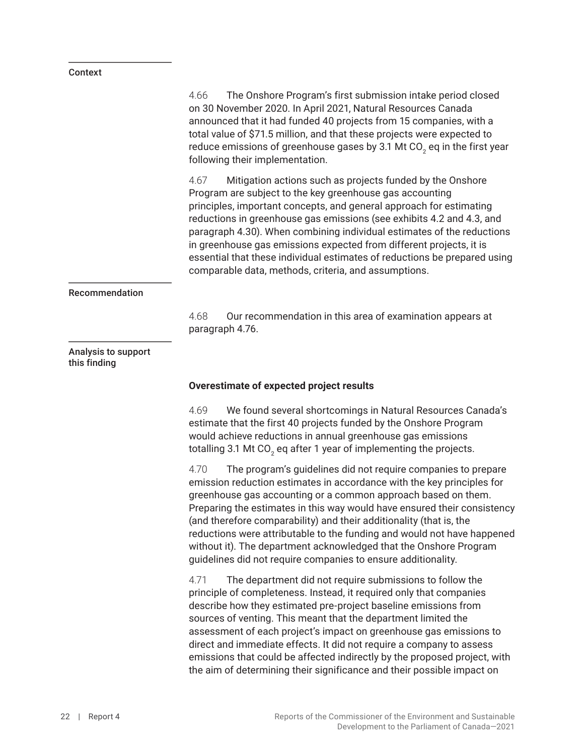Context

4.66 The Onshore Program's first submission intake period closed on 30 November 2020. In April 2021, Natural Resources Canada announced that it had funded 40 projects from 15 companies, with a total value of $71.5 million, and that these projects were expected to reduce emissions of greenhouse gases by 3.1 Mt $CO_2$ eq in the first year following their implementation.

4.67 Mitigation actions such as projects funded by the Onshore Program are subject to the key greenhouse gas accounting principles, important concepts, and general approach for estimating reductions in greenhouse gas emissions (see exhibits 4.2 and 4.3, and paragraph 4.30). When combining individual estimates of the reductions in greenhouse gas emissions expected from different projects, it is essential that these individual estimates of reductions be prepared using comparable data, methods, criteria, and assumptions.

Recommendation

4.68 Our recommendation in this area of examination appears at paragraph 4.76.

Analysis to support this finding

**Overestimate of expected project results**

4.69 We found several shortcomings in Natural Resources Canada's estimate that the first 40 projects funded by the Onshore Program would achieve reductions in annual greenhouse gas emissions totalling 3.1 Mt $CO_2$ eq after 1 year of implementing the projects.

4.70 The program's guidelines did not require companies to prepare emission reduction estimates in accordance with the key principles for greenhouse gas accounting or a common approach based on them. Preparing the estimates in this way would have ensured their consistency (and therefore comparability) and their additionality (that is, the reductions were attributable to the funding and would not have happened without it). The department acknowledged that the Onshore Program guidelines did not require companies to ensure additionality.

4.71 The department did not require submissions to follow the principle of completeness. Instead, it required only that companies describe how they estimated pre-project baseline emissions from sources of venting. This meant that the department limited the assessment of each project's impact on greenhouse gas emissions to direct and immediate effects. It did not require a company to assess emissions that could be affected indirectly by the proposed project, with the aim of determining their significance and their possible impact on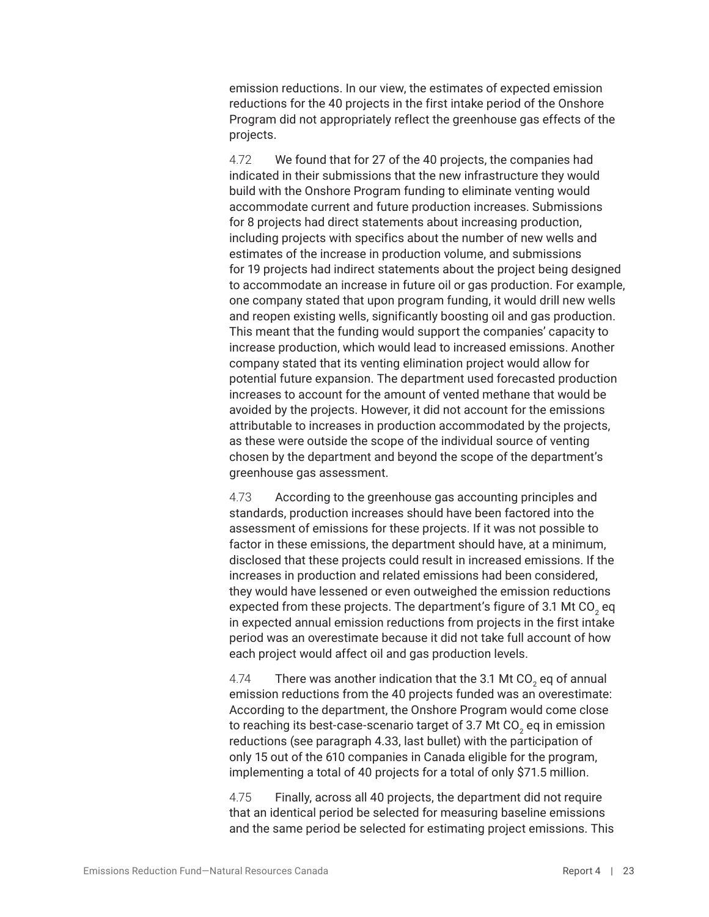emission reductions. In our view, the estimates of expected emission reductions for the 40 projects in the first intake period of the Onshore Program did not appropriately reflect the greenhouse gas effects of the projects.

4.72 We found that for 27 of the 40 projects, the companies had indicated in their submissions that the new infrastructure they would build with the Onshore Program funding to eliminate venting would accommodate current and future production increases. Submissions for 8 projects had direct statements about increasing production, including projects with specifics about the number of new wells and estimates of the increase in production volume, and submissions for 19 projects had indirect statements about the project being designed to accommodate an increase in future oil or gas production. For example, one company stated that upon program funding, it would drill new wells and reopen existing wells, significantly boosting oil and gas production. This meant that the funding would support the companies' capacity to increase production, which would lead to increased emissions. Another company stated that its venting elimination project would allow for potential future expansion. The department used forecasted production increases to account for the amount of vented methane that would be avoided by the projects. However, it did not account for the emissions attributable to increases in production accommodated by the projects, as these were outside the scope of the individual source of venting chosen by the department and beyond the scope of the department's greenhouse gas assessment.

4.73 According to the greenhouse gas accounting principles and standards, production increases should have been factored into the assessment of emissions for these projects. If it was not possible to factor in these emissions, the department should have, at a minimum, disclosed that these projects could result in increased emissions. If the increases in production and related emissions had been considered, they would have lessened or even outweighed the emission reductions expected from these projects. The department's figure of 3.1 Mt $CO_2$ eq in expected annual emission reductions from projects in the first intake period was an overestimate because it did not take full account of how each project would affect oil and gas production levels.

4.74 There was another indication that the 3.1 Mt $CO_2$ eq of annual emission reductions from the 40 projects funded was an overestimate: According to the department, the Onshore Program would come close to reaching its best-case-scenario target of 3.7 Mt $CO_2$ eq in emission reductions (see paragraph 4.33, last bullet) with the participation of only 15 out of the 610 companies in Canada eligible for the program, implementing a total of 40 projects for a total of only $71.5 million.

4.75 Finally, across all 40 projects, the department did not require that an identical period be selected for measuring baseline emissions and the same period be selected for estimating project emissions. This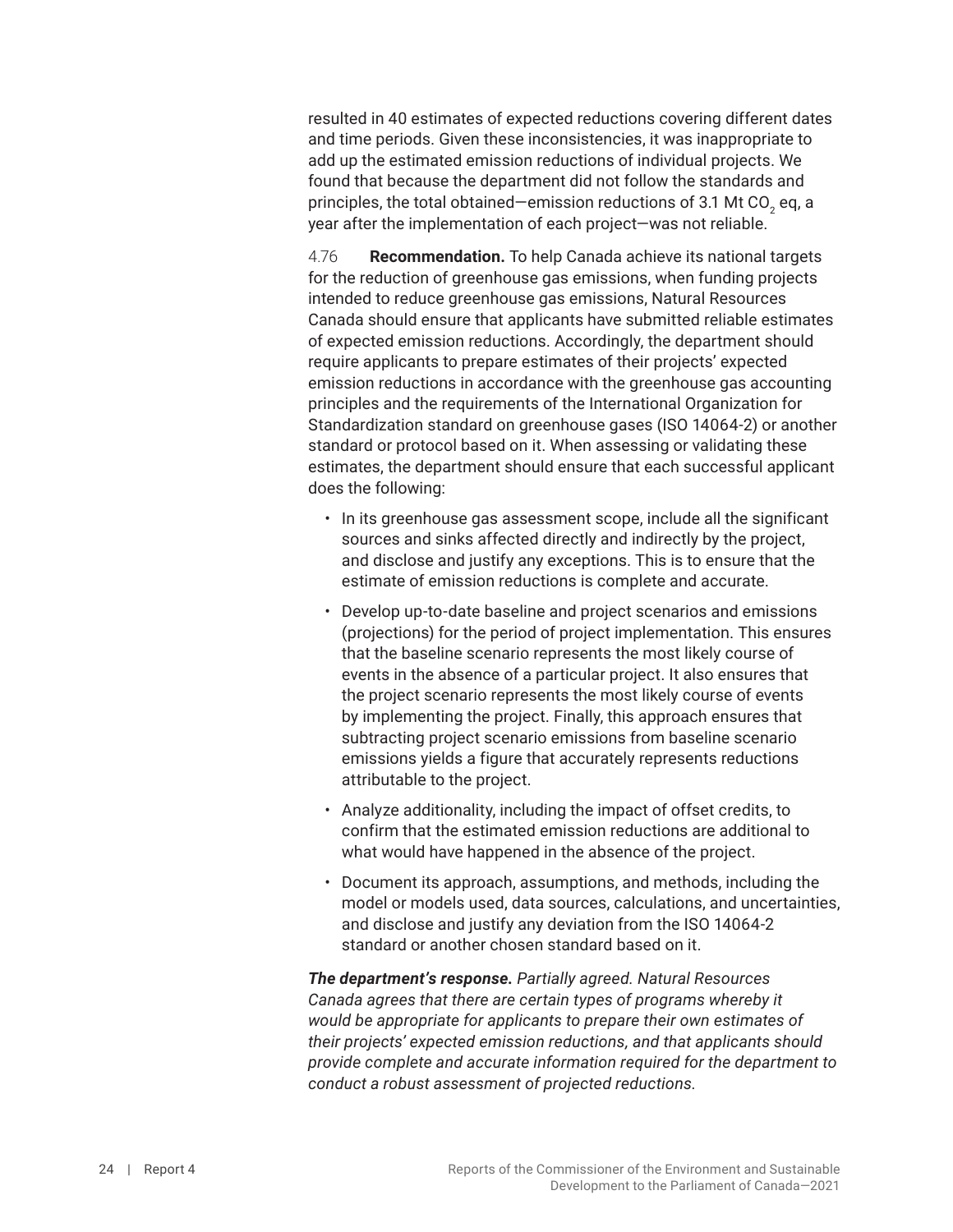resulted in 40 estimates of expected reductions covering different dates and time periods. Given these inconsistencies, it was inappropriate to add up the estimated emission reductions of individual projects. We found that because the department did not follow the standards and principles, the total obtained—emission reductions of 3.1 Mt $CO_2$ eq, a year after the implementation of each project—was not reliable.

4.76 **Recommendation.** To help Canada achieve its national targets for the reduction of greenhouse gas emissions, when funding projects intended to reduce greenhouse gas emissions, Natural Resources Canada should ensure that applicants have submitted reliable estimates of expected emission reductions. Accordingly, the department should require applicants to prepare estimates of their projects' expected emission reductions in accordance with the greenhouse gas accounting principles and the requirements of the International Organization for Standardization standard on greenhouse gases (ISO 14064-2) or another standard or protocol based on it. When assessing or validating these estimates, the department should ensure that each successful applicant does the following:

- In its greenhouse gas assessment scope, include all the significant sources and sinks affected directly and indirectly by the project, and disclose and justify any exceptions. This is to ensure that the estimate of emission reductions is complete and accurate.
- Develop up-to-date baseline and project scenarios and emissions (projections) for the period of project implementation. This ensures that the baseline scenario represents the most likely course of events in the absence of a particular project. It also ensures that the project scenario represents the most likely course of events by implementing the project. Finally, this approach ensures that subtracting project scenario emissions from baseline scenario emissions yields a figure that accurately represents reductions attributable to the project.
- Analyze additionality, including the impact of offset credits, to confirm that the estimated emission reductions are additional to what would have happened in the absence of the project.
- Document its approach, assumptions, and methods, including the model or models used, data sources, calculations, and uncertainties, and disclose and justify any deviation from the ISO 14064-2 standard or another chosen standard based on it.

***The department's response.*** *Partially agreed. Natural Resources Canada agrees that there are certain types of programs whereby it would be appropriate for applicants to prepare their own estimates of their projects' expected emission reductions, and that applicants should provide complete and accurate information required for the department to conduct a robust assessment of projected reductions.*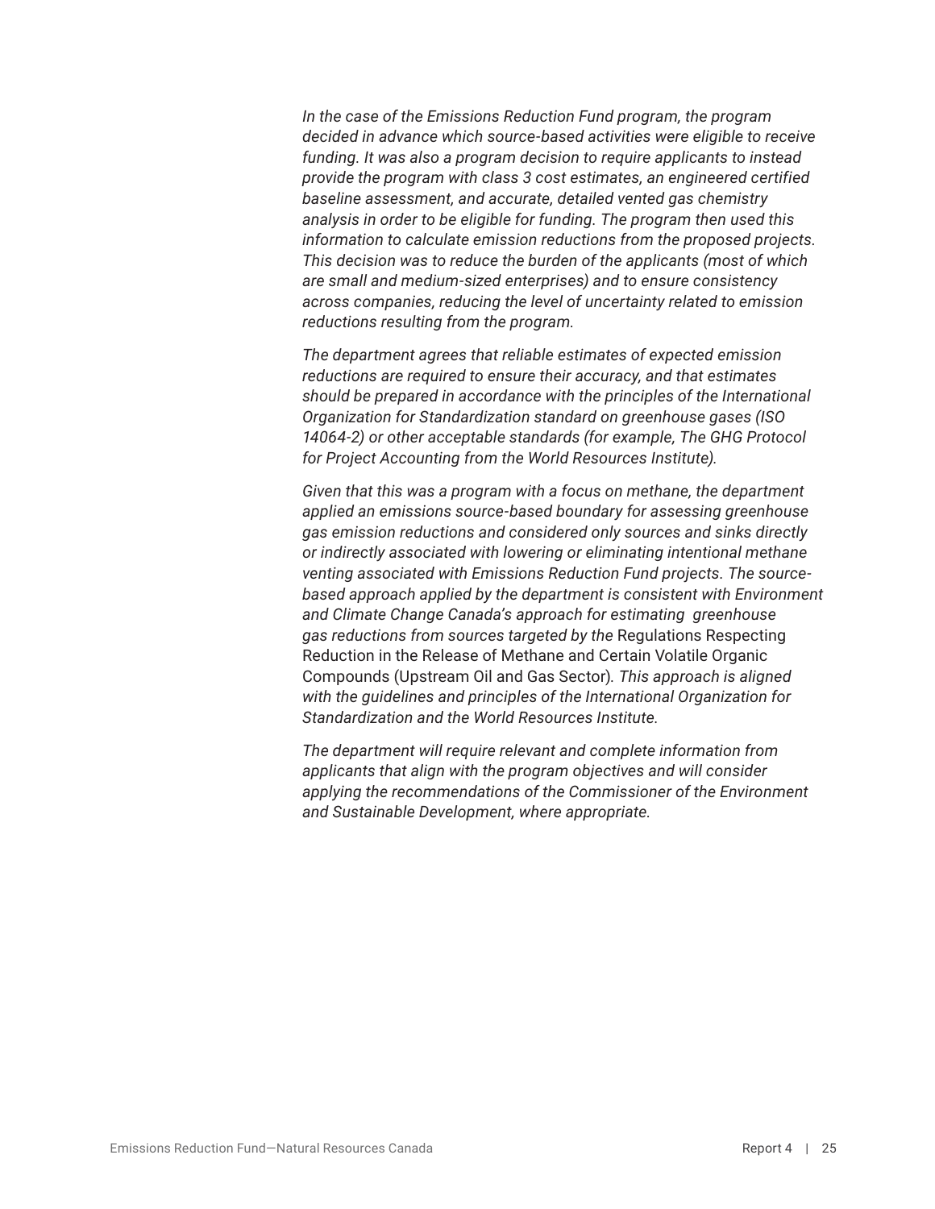*In the case of the Emissions Reduction Fund program, the program decided in advance which source-based activities were eligible to receive funding. It was also a program decision to require applicants to instead provide the program with class 3 cost estimates, an engineered certified baseline assessment, and accurate, detailed vented gas chemistry analysis in order to be eligible for funding. The program then used this information to calculate emission reductions from the proposed projects. This decision was to reduce the burden of the applicants (most of which are small and medium-sized enterprises) and to ensure consistency across companies, reducing the level of uncertainty related to emission reductions resulting from the program.*

*The department agrees that reliable estimates of expected emission reductions are required to ensure their accuracy, and that estimates should be prepared in accordance with the principles of the International Organization for Standardization standard on greenhouse gases (ISO 14064-2) or other acceptable standards (for example, The GHG Protocol for Project Accounting from the World Resources Institute).*

*Given that this was a program with a focus on methane, the department applied an emissions source-based boundary for assessing greenhouse gas emission reductions and considered only sources and sinks directly or indirectly associated with lowering or eliminating intentional methane venting associated with Emissions Reduction Fund projects. The source-based approach applied by the department is consistent with Environment and Climate Change Canada's approach for estimating greenhouse gas reductions from sources targeted by the* Regulations Respecting Reduction in the Release of Methane and Certain Volatile Organic Compounds (Upstream Oil and Gas Sector)*. This approach is aligned with the guidelines and principles of the International Organization for Standardization and the World Resources Institute.*

*The department will require relevant and complete information from applicants that align with the program objectives and will consider applying the recommendations of the Commissioner of the Environment and Sustainable Development, where appropriate.*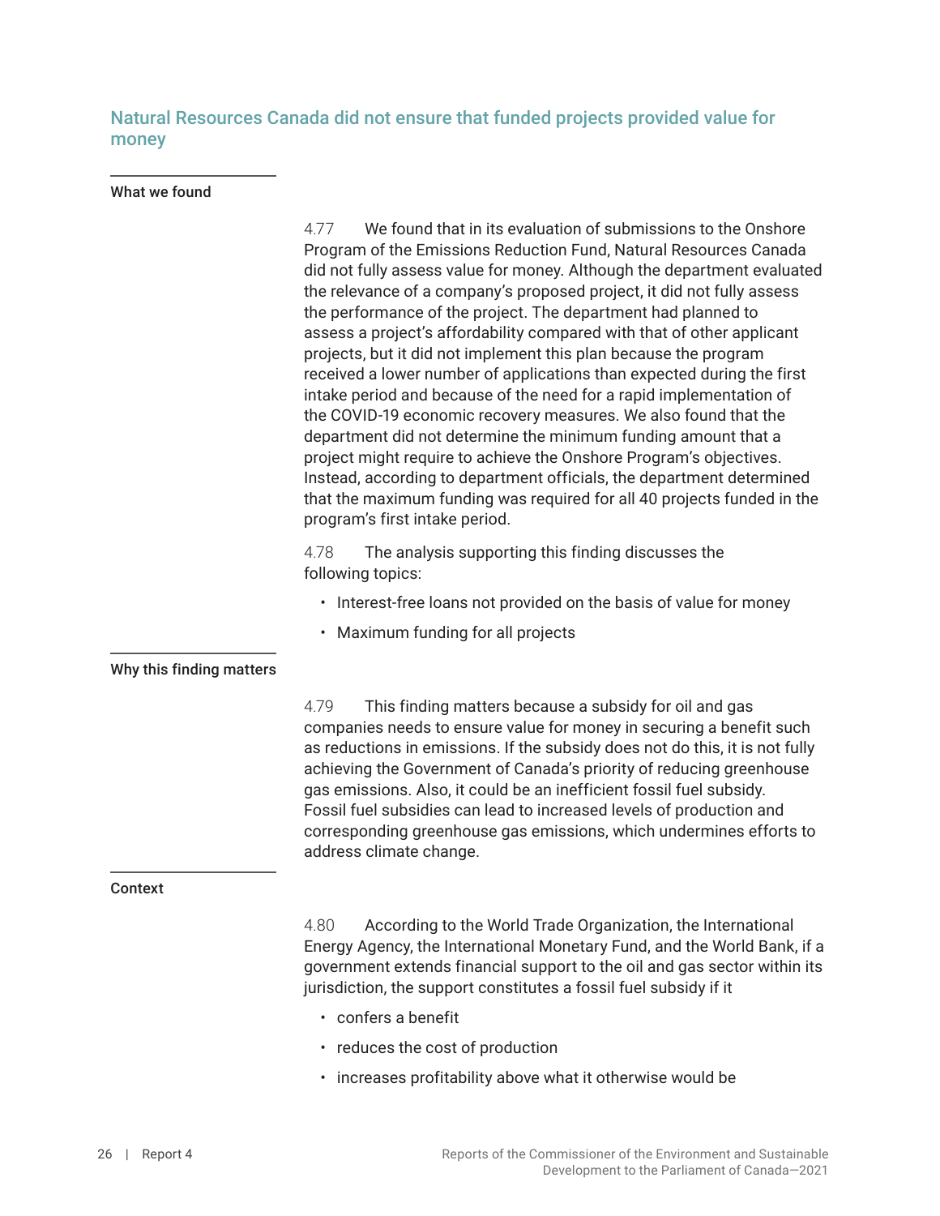## Natural Resources Canada did not ensure that funded projects provided value for money

### What we found

4.77 We found that in its evaluation of submissions to the Onshore Program of the Emissions Reduction Fund, Natural Resources Canada did not fully assess value for money. Although the department evaluated the relevance of a company's proposed project, it did not fully assess the performance of the project. The department had planned to assess a project's affordability compared with that of other applicant projects, but it did not implement this plan because the program received a lower number of applications than expected during the first intake period and because of the need for a rapid implementation of the COVID-19 economic recovery measures. We also found that the department did not determine the minimum funding amount that a project might require to achieve the Onshore Program's objectives. Instead, according to department officials, the department determined that the maximum funding was required for all 40 projects funded in the program's first intake period.

4.78 The analysis supporting this finding discusses the following topics:

- Interest-free loans not provided on the basis of value for money
- Maximum funding for all projects

### Why this finding matters

4.79 This finding matters because a subsidy for oil and gas companies needs to ensure value for money in securing a benefit such as reductions in emissions. If the subsidy does not do this, it is not fully achieving the Government of Canada's priority of reducing greenhouse gas emissions. Also, it could be an inefficient fossil fuel subsidy. Fossil fuel subsidies can lead to increased levels of production and corresponding greenhouse gas emissions, which undermines efforts to address climate change.

### Context

4.80 According to the World Trade Organization, the International Energy Agency, the International Monetary Fund, and the World Bank, if a government extends financial support to the oil and gas sector within its jurisdiction, the support constitutes a fossil fuel subsidy if it

- confers a benefit
- reduces the cost of production
- increases profitability above what it otherwise would be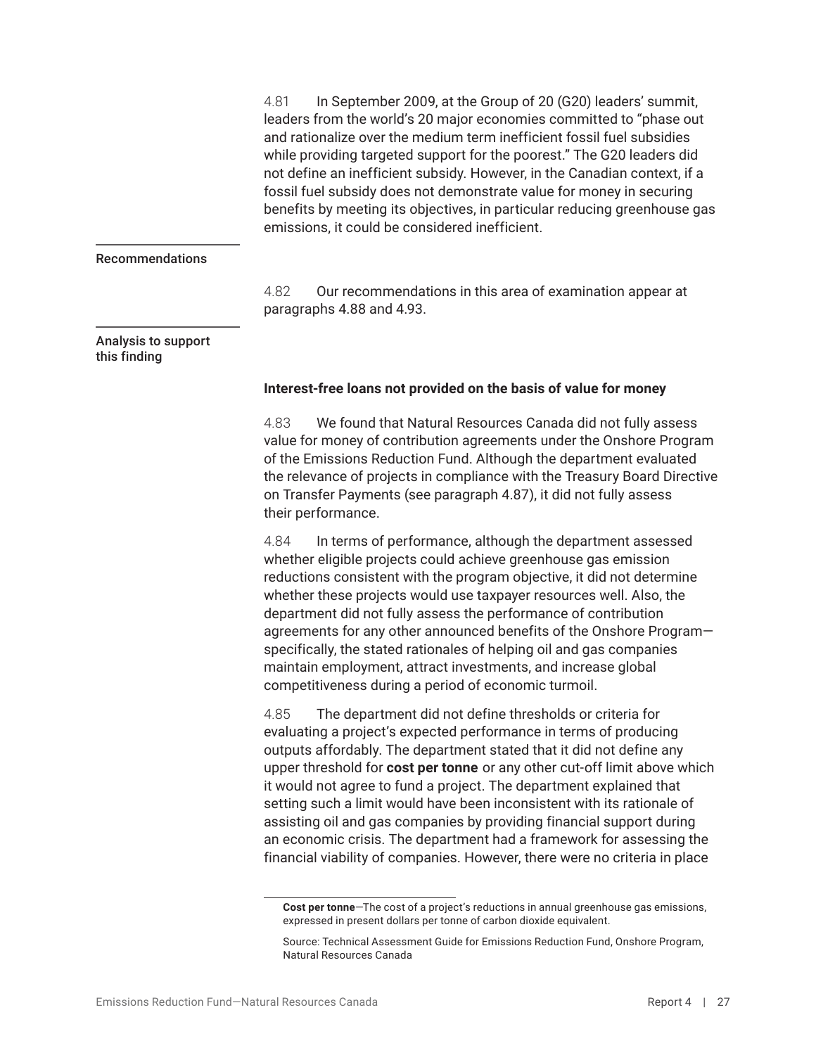4.81 In September 2009, at the Group of 20 (G20) leaders' summit, leaders from the world's 20 major economies committed to "phase out and rationalize over the medium term inefficient fossil fuel subsidies while providing targeted support for the poorest." The G20 leaders did not define an inefficient subsidy. However, in the Canadian context, if a fossil fuel subsidy does not demonstrate value for money in securing benefits by meeting its objectives, in particular reducing greenhouse gas emissions, it could be considered inefficient.

### Recommendations

4.82 Our recommendations in this area of examination appear at paragraphs 4.88 and 4.93.

### Analysis to support this finding

**Interest-free loans not provided on the basis of value for money**

4.83 We found that Natural Resources Canada did not fully assess value for money of contribution agreements under the Onshore Program of the Emissions Reduction Fund. Although the department evaluated the relevance of projects in compliance with the Treasury Board Directive on Transfer Payments (see paragraph 4.87), it did not fully assess their performance.

4.84 In terms of performance, although the department assessed whether eligible projects could achieve greenhouse gas emission reductions consistent with the program objective, it did not determine whether these projects would use taxpayer resources well. Also, the department did not fully assess the performance of contribution agreements for any other announced benefits of the Onshore Program—specifically, the stated rationales of helping oil and gas companies maintain employment, attract investments, and increase global competitiveness during a period of economic turmoil.

4.85 The department did not define thresholds or criteria for evaluating a project's expected performance in terms of producing outputs affordably. The department stated that it did not define any upper threshold for **cost per tonne** or any other cut-off limit above which it would not agree to fund a project. The department explained that setting such a limit would have been inconsistent with its rationale of assisting oil and gas companies by providing financial support during an economic crisis. The department had a framework for assessing the financial viability of companies. However, there were no criteria in place

---

**Cost per tonne**—The cost of a project's reductions in annual greenhouse gas emissions, expressed in present dollars per tonne of carbon dioxide equivalent.

Source: Technical Assessment Guide for Emissions Reduction Fund, Onshore Program, Natural Resources Canada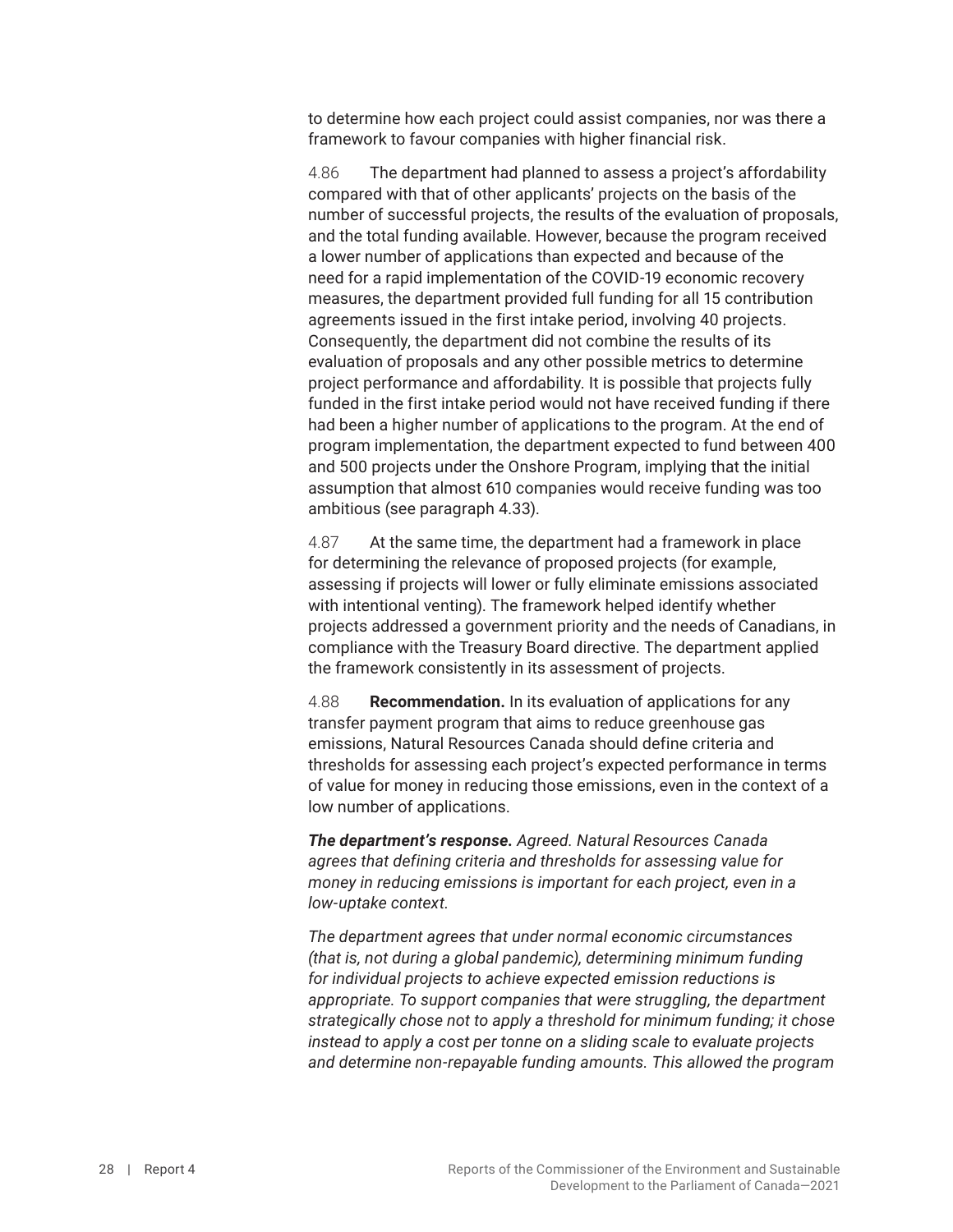to determine how each project could assist companies, nor was there a framework to favour companies with higher financial risk.

4.86 The department had planned to assess a project's affordability compared with that of other applicants' projects on the basis of the number of successful projects, the results of the evaluation of proposals, and the total funding available. However, because the program received a lower number of applications than expected and because of the need for a rapid implementation of the COVID-19 economic recovery measures, the department provided full funding for all 15 contribution agreements issued in the first intake period, involving 40 projects. Consequently, the department did not combine the results of its evaluation of proposals and any other possible metrics to determine project performance and affordability. It is possible that projects fully funded in the first intake period would not have received funding if there had been a higher number of applications to the program. At the end of program implementation, the department expected to fund between 400 and 500 projects under the Onshore Program, implying that the initial assumption that almost 610 companies would receive funding was too ambitious (see paragraph 4.33).

4.87 At the same time, the department had a framework in place for determining the relevance of proposed projects (for example, assessing if projects will lower or fully eliminate emissions associated with intentional venting). The framework helped identify whether projects addressed a government priority and the needs of Canadians, in compliance with the Treasury Board directive. The department applied the framework consistently in its assessment of projects.

4.88 **Recommendation.** In its evaluation of applications for any transfer payment program that aims to reduce greenhouse gas emissions, Natural Resources Canada should define criteria and thresholds for assessing each project's expected performance in terms of value for money in reducing those emissions, even in the context of a low number of applications.

***The department's response.*** *Agreed. Natural Resources Canada agrees that defining criteria and thresholds for assessing value for money in reducing emissions is important for each project, even in a low-uptake context.*

*The department agrees that under normal economic circumstances (that is, not during a global pandemic), determining minimum funding for individual projects to achieve expected emission reductions is appropriate. To support companies that were struggling, the department strategically chose not to apply a threshold for minimum funding; it chose instead to apply a cost per tonne on a sliding scale to evaluate projects and determine non-repayable funding amounts. This allowed the program*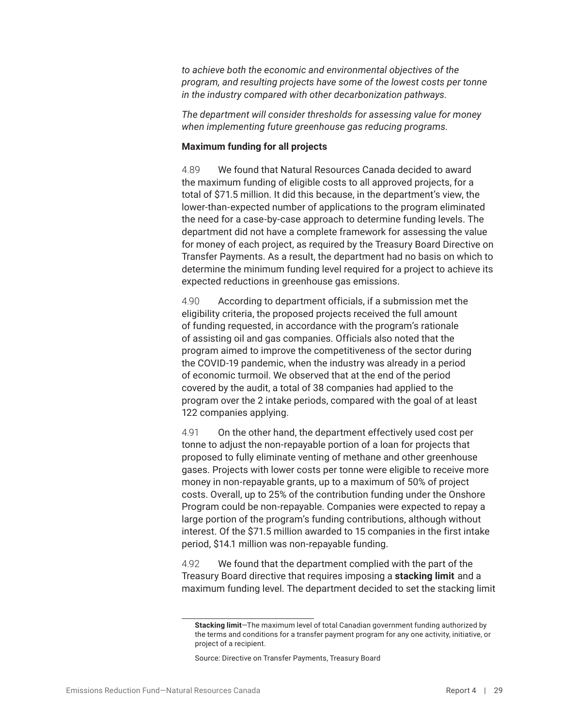*to achieve both the economic and environmental objectives of the program, and resulting projects have some of the lowest costs per tonne in the industry compared with other decarbonization pathways.*

*The department will consider thresholds for assessing value for money when implementing future greenhouse gas reducing programs.*

**Maximum funding for all projects**

4.89 We found that Natural Resources Canada decided to award the maximum funding of eligible costs to all approved projects, for a total of $71.5 million. It did this because, in the department's view, the lower-than-expected number of applications to the program eliminated the need for a case-by-case approach to determine funding levels. The department did not have a complete framework for assessing the value for money of each project, as required by the Treasury Board Directive on Transfer Payments. As a result, the department had no basis on which to determine the minimum funding level required for a project to achieve its expected reductions in greenhouse gas emissions.

4.90 According to department officials, if a submission met the eligibility criteria, the proposed projects received the full amount of funding requested, in accordance with the program's rationale of assisting oil and gas companies. Officials also noted that the program aimed to improve the competitiveness of the sector during the COVID-19 pandemic, when the industry was already in a period of economic turmoil. We observed that at the end of the period covered by the audit, a total of 38 companies had applied to the program over the 2 intake periods, compared with the goal of at least 122 companies applying.

4.91 On the other hand, the department effectively used cost per tonne to adjust the non-repayable portion of a loan for projects that proposed to fully eliminate venting of methane and other greenhouse gases. Projects with lower costs per tonne were eligible to receive more money in non-repayable grants, up to a maximum of 50% of project costs. Overall, up to 25% of the contribution funding under the Onshore Program could be non-repayable. Companies were expected to repay a large portion of the program's funding contributions, although without interest. Of the $71.5 million awarded to 15 companies in the first intake period, $14.1 million was non-repayable funding.

4.92 We found that the department complied with the part of the Treasury Board directive that requires imposing a **stacking limit** and a maximum funding level. The department decided to set the stacking limit

**Stacking limit**—The maximum level of total Canadian government funding authorized by the terms and conditions for a transfer payment program for any one activity, initiative, or project of a recipient.

Source: Directive on Transfer Payments, Treasury Board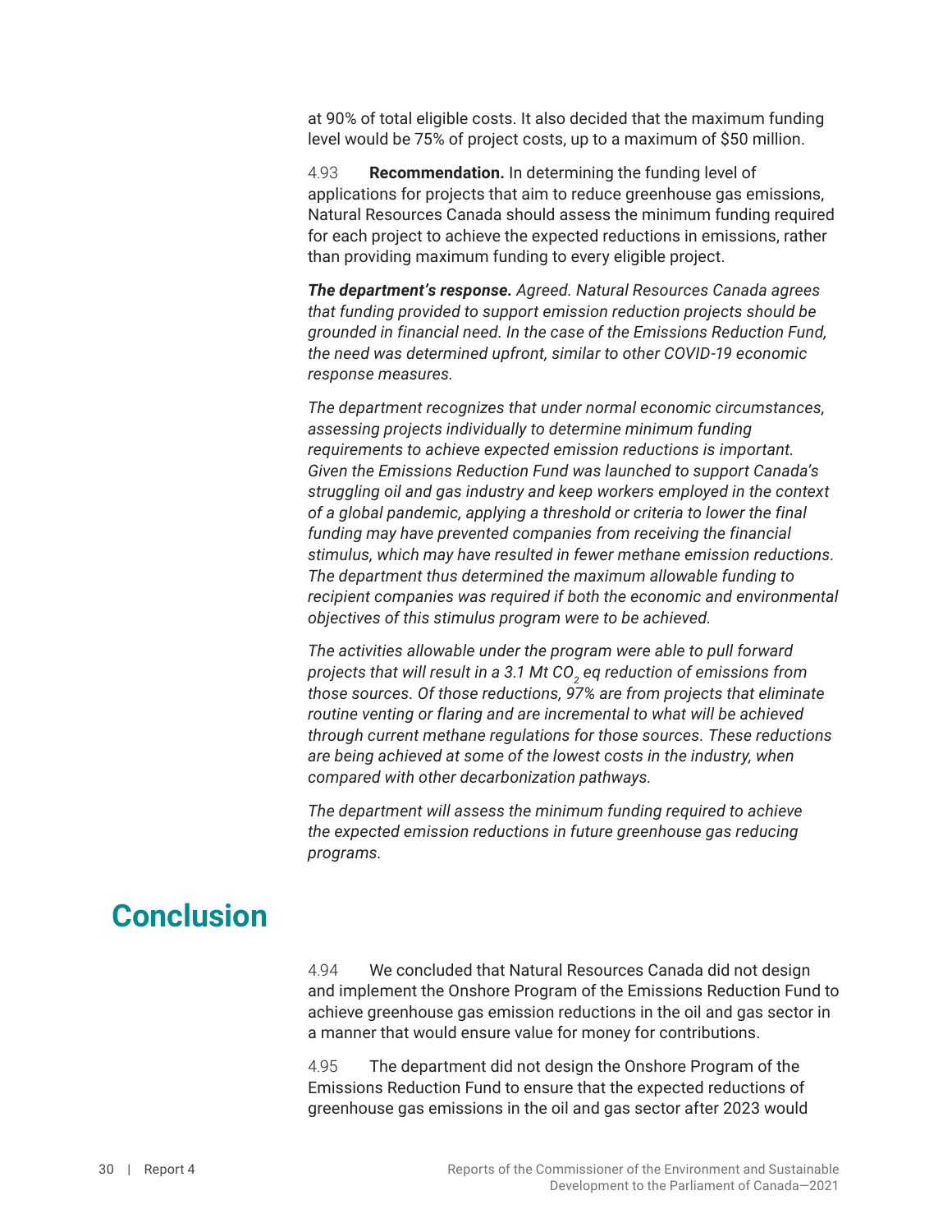at 90% of total eligible costs. It also decided that the maximum funding level would be 75% of project costs, up to a maximum of $50 million.

4.93 **Recommendation.** In determining the funding level of applications for projects that aim to reduce greenhouse gas emissions, Natural Resources Canada should assess the minimum funding required for each project to achieve the expected reductions in emissions, rather than providing maximum funding to every eligible project.

***The department's response.*** *Agreed. Natural Resources Canada agrees that funding provided to support emission reduction projects should be grounded in financial need. In the case of the Emissions Reduction Fund, the need was determined upfront, similar to other COVID-19 economic response measures.*

*The department recognizes that under normal economic circumstances, assessing projects individually to determine minimum funding requirements to achieve expected emission reductions is important. Given the Emissions Reduction Fund was launched to support Canada's struggling oil and gas industry and keep workers employed in the context of a global pandemic, applying a threshold or criteria to lower the final funding may have prevented companies from receiving the financial stimulus, which may have resulted in fewer methane emission reductions. The department thus determined the maximum allowable funding to recipient companies was required if both the economic and environmental objectives of this stimulus program were to be achieved.*

*The activities allowable under the program were able to pull forward projects that will result in a 3.1 Mt $CO_2$ eq reduction of emissions from those sources. Of those reductions, 97% are from projects that eliminate routine venting or flaring and are incremental to what will be achieved through current methane regulations for those sources. These reductions are being achieved at some of the lowest costs in the industry, when compared with other decarbonization pathways.*

*The department will assess the minimum funding required to achieve the expected emission reductions in future greenhouse gas reducing programs.*

## Conclusion

4.94 We concluded that Natural Resources Canada did not design and implement the Onshore Program of the Emissions Reduction Fund to achieve greenhouse gas emission reductions in the oil and gas sector in a manner that would ensure value for money for contributions.

4.95 The department did not design the Onshore Program of the Emissions Reduction Fund to ensure that the expected reductions of greenhouse gas emissions in the oil and gas sector after 2023 would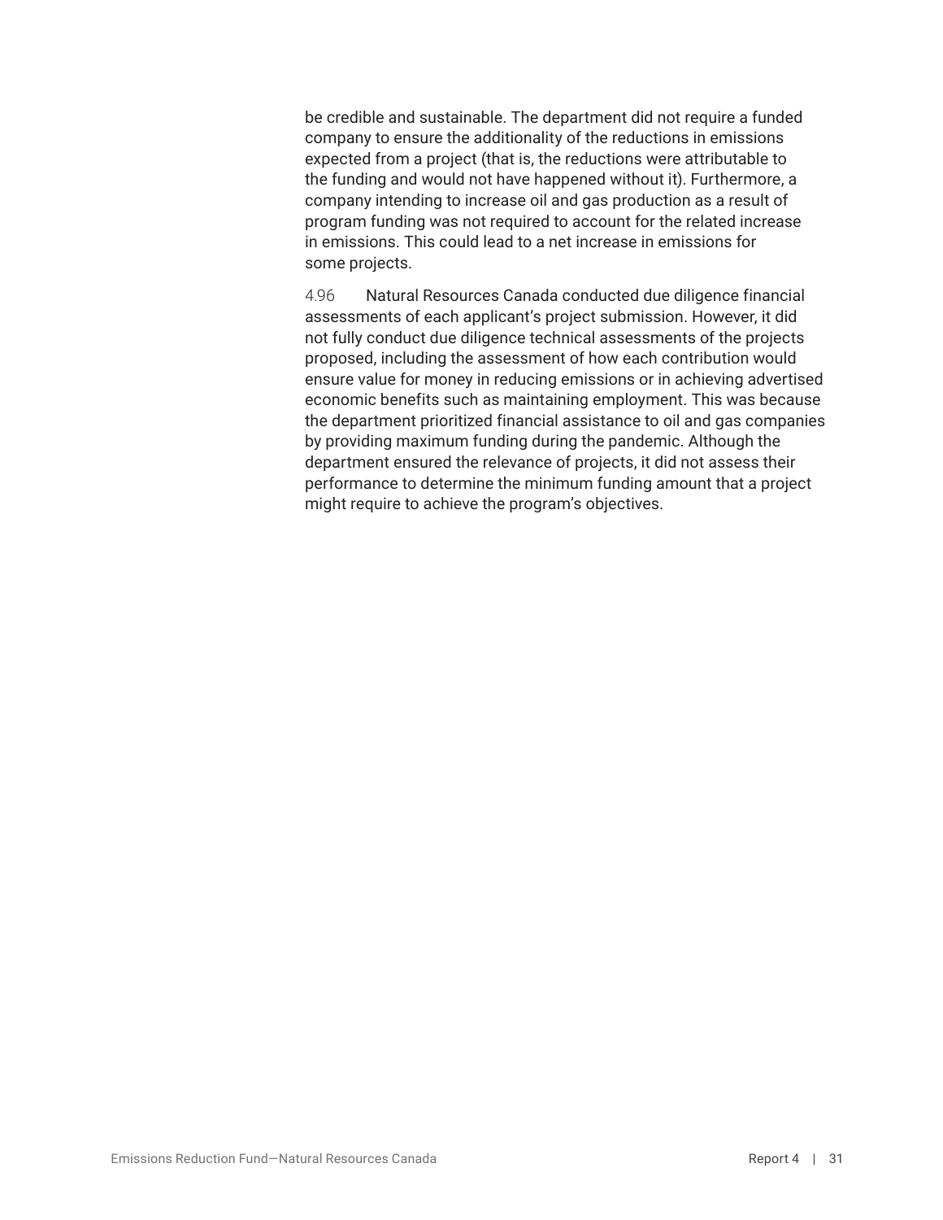be credible and sustainable. The department did not require a funded company to ensure the additionality of the reductions in emissions expected from a project (that is, the reductions were attributable to the funding and would not have happened without it). Furthermore, a company intending to increase oil and gas production as a result of program funding was not required to account for the related increase in emissions. This could lead to a net increase in emissions for some projects.

4.96 Natural Resources Canada conducted due diligence financial assessments of each applicant's project submission. However, it did not fully conduct due diligence technical assessments of the projects proposed, including the assessment of how each contribution would ensure value for money in reducing emissions or in achieving advertised economic benefits such as maintaining employment. This was because the department prioritized financial assistance to oil and gas companies by providing maximum funding during the pandemic. Although the department ensured the relevance of projects, it did not assess their performance to determine the minimum funding amount that a project might require to achieve the program's objectives.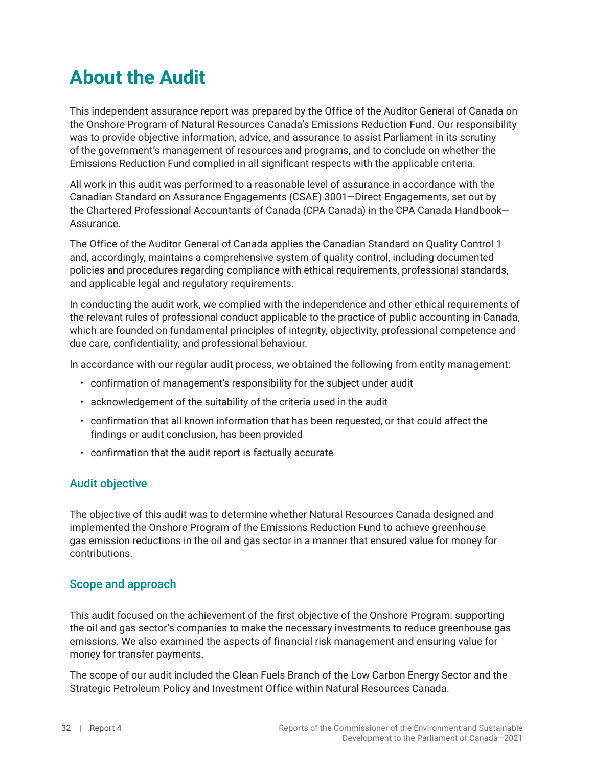# About the Audit

This independent assurance report was prepared by the Office of the Auditor General of Canada on the Onshore Program of Natural Resources Canada's Emissions Reduction Fund. Our responsibility was to provide objective information, advice, and assurance to assist Parliament in its scrutiny of the government's management of resources and programs, and to conclude on whether the Emissions Reduction Fund complied in all significant respects with the applicable criteria.

All work in this audit was performed to a reasonable level of assurance in accordance with the Canadian Standard on Assurance Engagements (CSAE) 3001—Direct Engagements, set out by the Chartered Professional Accountants of Canada (CPA Canada) in the CPA Canada Handbook—Assurance.

The Office of the Auditor General of Canada applies the Canadian Standard on Quality Control 1 and, accordingly, maintains a comprehensive system of quality control, including documented policies and procedures regarding compliance with ethical requirements, professional standards, and applicable legal and regulatory requirements.

In conducting the audit work, we complied with the independence and other ethical requirements of the relevant rules of professional conduct applicable to the practice of public accounting in Canada, which are founded on fundamental principles of integrity, objectivity, professional competence and due care, confidentiality, and professional behaviour.

In accordance with our regular audit process, we obtained the following from entity management:

- confirmation of management's responsibility for the subject under audit
- acknowledgement of the suitability of the criteria used in the audit
- confirmation that all known information that has been requested, or that could affect the findings or audit conclusion, has been provided
- confirmation that the audit report is factually accurate

## Audit objective

The objective of this audit was to determine whether Natural Resources Canada designed and implemented the Onshore Program of the Emissions Reduction Fund to achieve greenhouse gas emission reductions in the oil and gas sector in a manner that ensured value for money for contributions.

## Scope and approach

This audit focused on the achievement of the first objective of the Onshore Program: supporting the oil and gas sector's companies to make the necessary investments to reduce greenhouse gas emissions. We also examined the aspects of financial risk management and ensuring value for money for transfer payments.

The scope of our audit included the Clean Fuels Branch of the Low Carbon Energy Sector and the Strategic Petroleum Policy and Investment Office within Natural Resources Canada.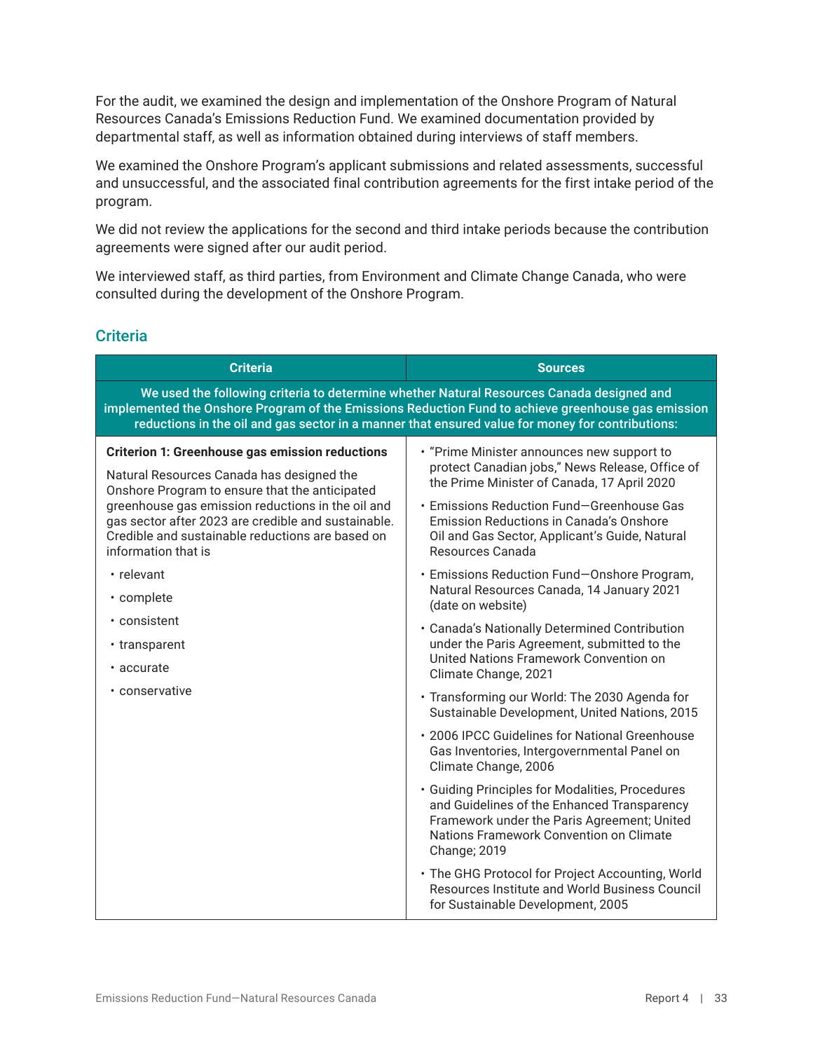For the audit, we examined the design and implementation of the Onshore Program of Natural Resources Canada's Emissions Reduction Fund. We examined documentation provided by departmental staff, as well as information obtained during interviews of staff members.

We examined the Onshore Program's applicant submissions and related assessments, successful and unsuccessful, and the associated final contribution agreements for the first intake period of the program.

We did not review the applications for the second and third intake periods because the contribution agreements were signed after our audit period.

We interviewed staff, as third parties, from Environment and Climate Change Canada, who were consulted during the development of the Onshore Program.

## Criteria

| Criteria | Sources |
|---|---|
| **We used the following criteria to determine whether Natural Resources Canada designed and implemented the Onshore Program of the Emissions Reduction Fund to achieve greenhouse gas emission reductions in the oil and gas sector in a manner that ensured value for money for contributions:** | |
| **Criterion 1: Greenhouse gas emission reductions**<br><br>Natural Resources Canada has designed the Onshore Program to ensure that the anticipated greenhouse gas emission reductions in the oil and gas sector after 2023 are credible and sustainable. Credible and sustainable reductions are based on information that is<br><br>• relevant<br>• complete<br>• consistent<br>• transparent<br>• accurate<br>• conservative | • "Prime Minister announces new support to protect Canadian jobs," News Release, Office of the Prime Minister of Canada, 17 April 2020<br>• Emissions Reduction Fund—Greenhouse Gas Emission Reductions in Canada's Onshore Oil and Gas Sector, Applicant's Guide, Natural Resources Canada<br>• Emissions Reduction Fund—Onshore Program, Natural Resources Canada, 14 January 2021 (date on website)<br>• Canada's Nationally Determined Contribution under the Paris Agreement, submitted to the United Nations Framework Convention on Climate Change, 2021<br>• Transforming our World: The 2030 Agenda for Sustainable Development, United Nations, 2015<br>• 2006 IPCC Guidelines for National Greenhouse Gas Inventories, Intergovernmental Panel on Climate Change, 2006<br>• Guiding Principles for Modalities, Procedures and Guidelines of the Enhanced Transparency Framework under the Paris Agreement; United Nations Framework Convention on Climate Change; 2019<br>• The GHG Protocol for Project Accounting, World Resources Institute and World Business Council for Sustainable Development, 2005 |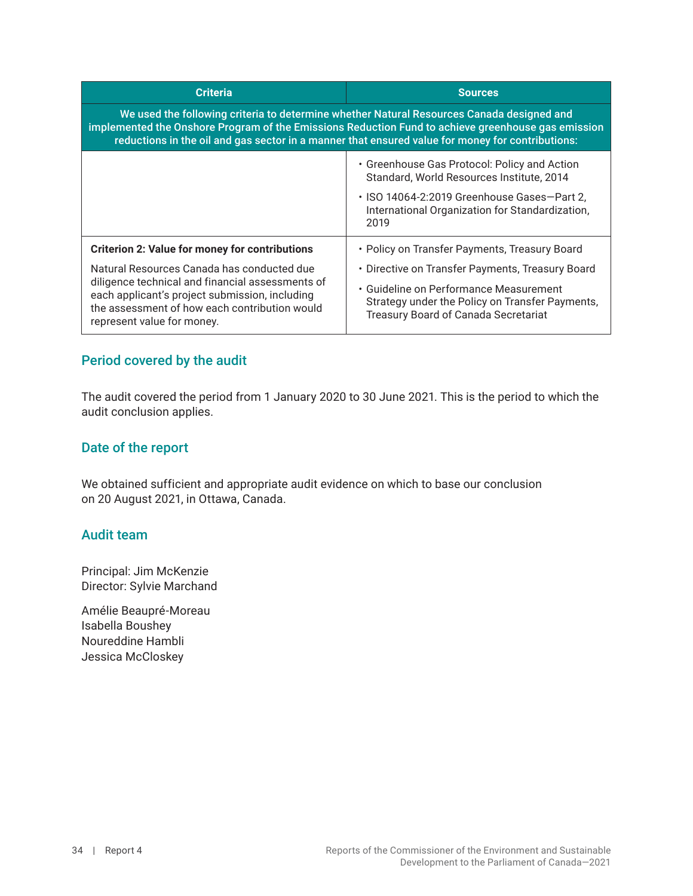| Criteria | Sources |
|---|---|
| **We used the following criteria to determine whether Natural Resources Canada designed and implemented the Onshore Program of the Emissions Reduction Fund to achieve greenhouse gas emission reductions in the oil and gas sector in a manner that ensured value for money for contributions:** | |
| | • Greenhouse Gas Protocol: Policy and Action Standard, World Resources Institute, 2014<br>• ISO 14064-2:2019 Greenhouse Gases—Part 2, International Organization for Standardization, 2019 |
| **Criterion 2: Value for money for contributions**<br>Natural Resources Canada has conducted due diligence technical and financial assessments of each applicant's project submission, including the assessment of how each contribution would represent value for money. | • Policy on Transfer Payments, Treasury Board<br>• Directive on Transfer Payments, Treasury Board<br>• Guideline on Performance Measurement Strategy under the Policy on Transfer Payments, Treasury Board of Canada Secretariat |

## Period covered by the audit

The audit covered the period from 1 January 2020 to 30 June 2021. This is the period to which the audit conclusion applies.

## Date of the report

We obtained sufficient and appropriate audit evidence on which to base our conclusion on 20 August 2021, in Ottawa, Canada.

## Audit team

Principal: Jim McKenzie
Director: Sylvie Marchand

Amélie Beaupré-Moreau
Isabella Boushey
Noureddine Hambli
Jessica McCloskey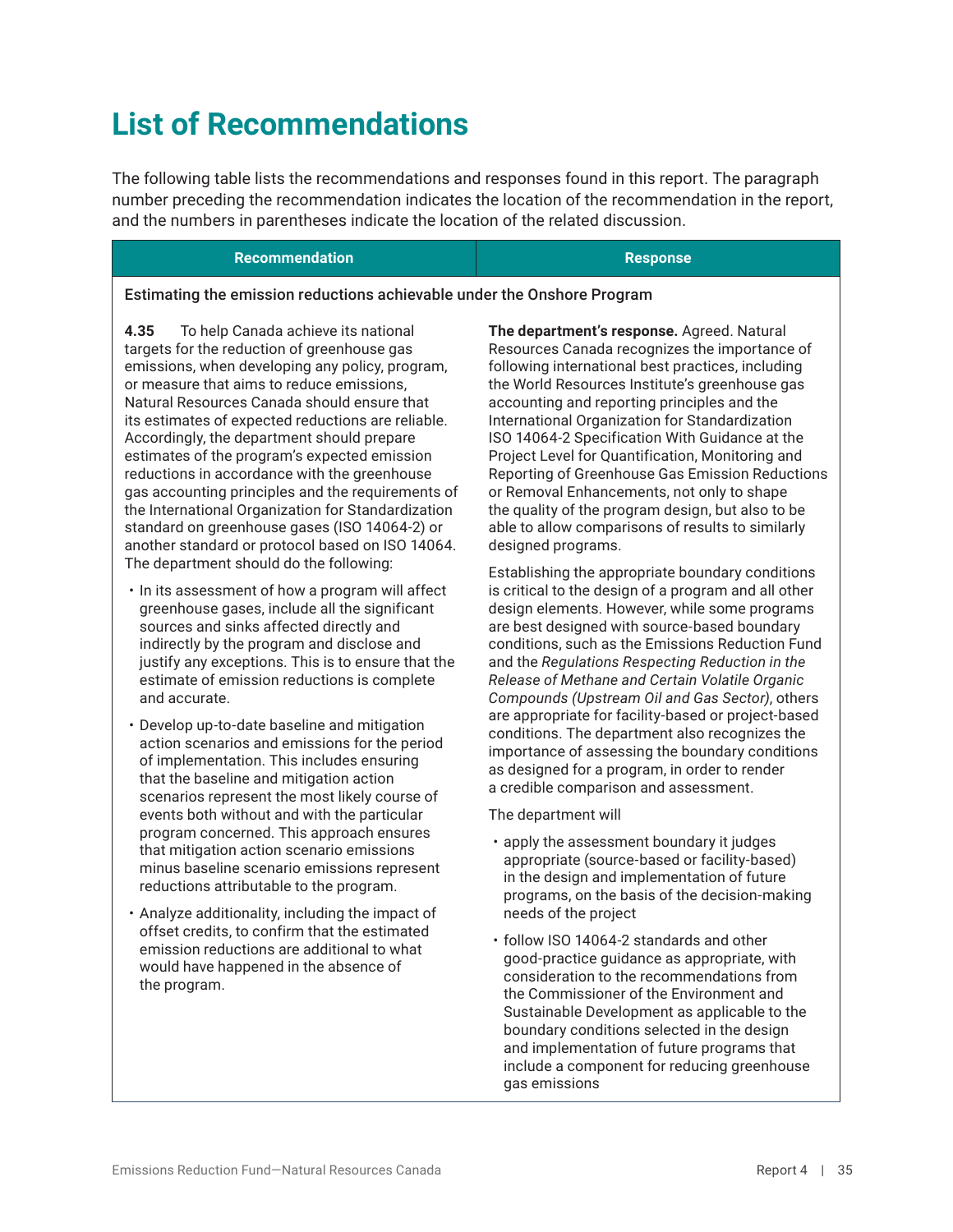# List of Recommendations

The following table lists the recommendations and responses found in this report. The paragraph number preceding the recommendation indicates the location of the recommendation in the report, and the numbers in parentheses indicate the location of the related discussion.

| Recommendation | Response |
|---|---|
| **Estimating the emission reductions achievable under the Onshore Program** | |
| **4.35** To help Canada achieve its national targets for the reduction of greenhouse gas emissions, when developing any policy, program, or measure that aims to reduce emissions, Natural Resources Canada should ensure that its estimates of expected reductions are reliable. Accordingly, the department should prepare estimates of the program's expected emission reductions in accordance with the greenhouse gas accounting principles and the requirements of the International Organization for Standardization standard on greenhouse gases (ISO 14064-2) or another standard or protocol based on ISO 14064. The department should do the following:<br><br>• In its assessment of how a program will affect greenhouse gases, include all the significant sources and sinks affected directly and indirectly by the program and disclose and justify any exceptions. This is to ensure that the estimate of emission reductions is complete and accurate.<br><br>• Develop up-to-date baseline and mitigation action scenarios and emissions for the period of implementation. This includes ensuring that the baseline and mitigation action scenarios represent the most likely course of events both without and with the particular program concerned. This approach ensures that mitigation action scenario emissions minus baseline scenario emissions represent reductions attributable to the program.<br><br>• Analyze additionality, including the impact of offset credits, to confirm that the estimated emission reductions are additional to what would have happened in the absence of the program. | **The department's response.** Agreed. Natural Resources Canada recognizes the importance of following international best practices, including the World Resources Institute's greenhouse gas accounting and reporting principles and the International Organization for Standardization ISO 14064-2 Specification With Guidance at the Project Level for Quantification, Monitoring and Reporting of Greenhouse Gas Emission Reductions or Removal Enhancements, not only to shape the quality of the program design, but also to be able to allow comparisons of results to similarly designed programs.<br><br>Establishing the appropriate boundary conditions is critical to the design of a program and all other design elements. However, while some programs are best designed with source-based boundary conditions, such as the Emissions Reduction Fund and the *Regulations Respecting Reduction in the Release of Methane and Certain Volatile Organic Compounds (Upstream Oil and Gas Sector)*, others are appropriate for facility-based or project-based conditions. The department also recognizes the importance of assessing the boundary conditions as designed for a program, in order to render a credible comparison and assessment.<br><br>The department will<br><br>• apply the assessment boundary it judges appropriate (source-based or facility-based) in the design and implementation of future programs, on the basis of the decision-making needs of the project<br><br>• follow ISO 14064-2 standards and other good-practice guidance as appropriate, with consideration to the recommendations from the Commissioner of the Environment and Sustainable Development as applicable to the boundary conditions selected in the design and implementation of future programs that include a component for reducing greenhouse gas emissions |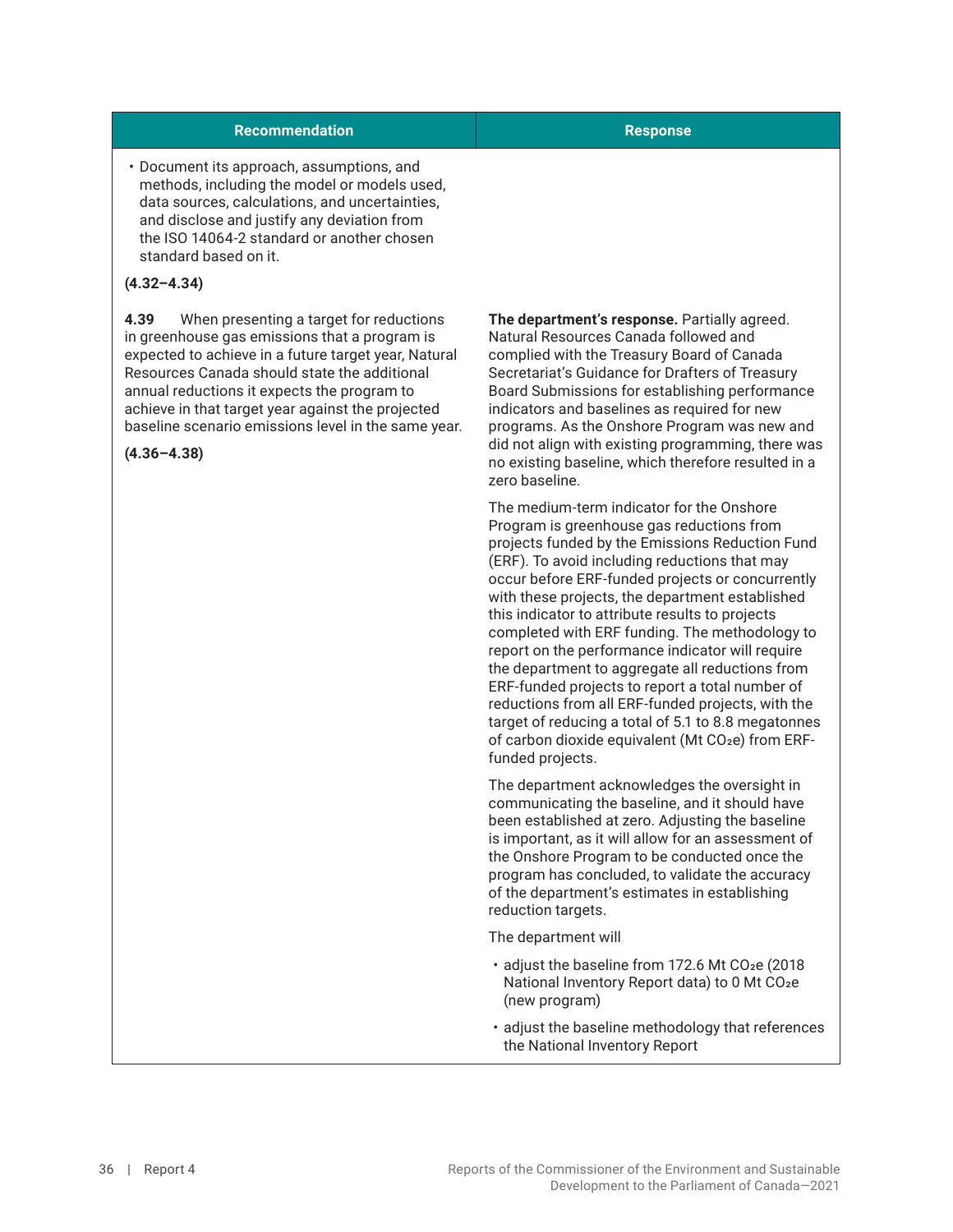| Recommendation | Response |
| --- | --- |
| • Document its approach, assumptions, and methods, including the model or models used, data sources, calculations, and uncertainties, and disclose and justify any deviation from the ISO 14064-2 standard or another chosen standard based on it.<br><br>**(4.32–4.34)** | |
| **4.39** When presenting a target for reductions in greenhouse gas emissions that a program is expected to achieve in a future target year, Natural Resources Canada should state the additional annual reductions it expects the program to achieve in that target year against the projected baseline scenario emissions level in the same year.<br><br>**(4.36–4.38)** | **The department's response.** Partially agreed. Natural Resources Canada followed and complied with the Treasury Board of Canada Secretariat's Guidance for Drafters of Treasury Board Submissions for establishing performance indicators and baselines as required for new programs. As the Onshore Program was new and did not align with existing programming, there was no existing baseline, which therefore resulted in a zero baseline.<br><br>The medium-term indicator for the Onshore Program is greenhouse gas reductions from projects funded by the Emissions Reduction Fund (ERF). To avoid including reductions that may occur before ERF-funded projects or concurrently with these projects, the department established this indicator to attribute results to projects completed with ERF funding. The methodology to report on the performance indicator will require the department to aggregate all reductions from ERF-funded projects to report a total number of reductions from all ERF-funded projects, with the target of reducing a total of 5.1 to 8.8 megatonnes of carbon dioxide equivalent (Mt $CO_2e$) from ERF-funded projects.<br><br>The department acknowledges the oversight in communicating the baseline, and it should have been established at zero. Adjusting the baseline is important, as it will allow for an assessment of the Onshore Program to be conducted once the program has concluded, to validate the accuracy of the department's estimates in establishing reduction targets.<br><br>The department will<br><br>• adjust the baseline from 172.6 Mt $CO_2e$ (2018 National Inventory Report data) to 0 Mt $CO_2e$ (new program)<br><br>• adjust the baseline methodology that references the National Inventory Report |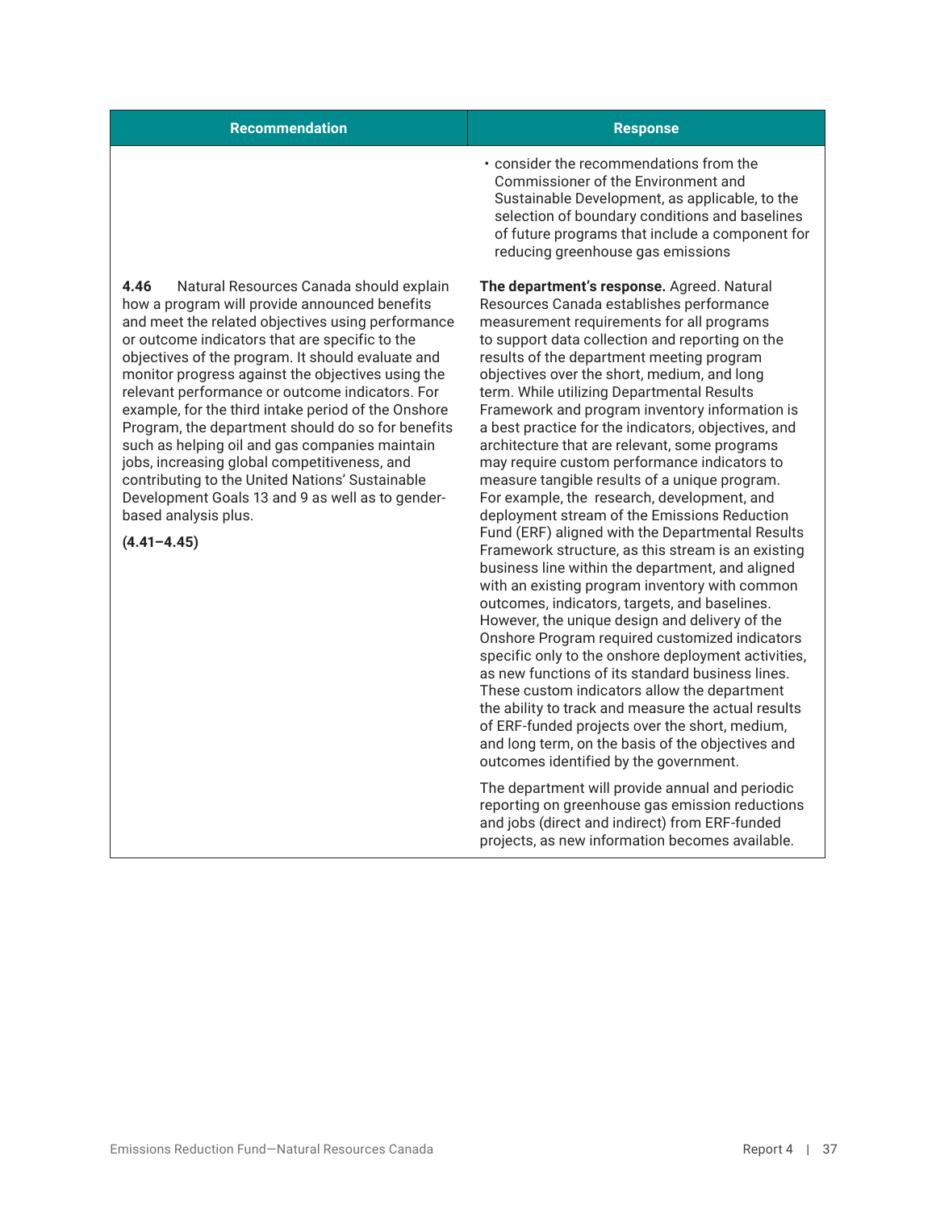| Recommendation | Response |
| --- | --- |
| | • consider the recommendations from the Commissioner of the Environment and Sustainable Development, as applicable, to the selection of boundary conditions and baselines of future programs that include a component for reducing greenhouse gas emissions |
| **4.46** Natural Resources Canada should explain how a program will provide announced benefits and meet the related objectives using performance or outcome indicators that are specific to the objectives of the program. It should evaluate and monitor progress against the objectives using the relevant performance or outcome indicators. For example, for the third intake period of the Onshore Program, the department should do so for benefits such as helping oil and gas companies maintain jobs, increasing global competitiveness, and contributing to the United Nations' Sustainable Development Goals 13 and 9 as well as to gender-based analysis plus.<br><br>**(4.41–4.45)** | **The department's response.** Agreed. Natural Resources Canada establishes performance measurement requirements for all programs to support data collection and reporting on the results of the department meeting program objectives over the short, medium, and long term. While utilizing Departmental Results Framework and program inventory information is a best practice for the indicators, objectives, and architecture that are relevant, some programs may require custom performance indicators to measure tangible results of a unique program. For example, the research, development, and deployment stream of the Emissions Reduction Fund (ERF) aligned with the Departmental Results Framework structure, as this stream is an existing business line within the department, and aligned with an existing program inventory with common outcomes, indicators, targets, and baselines. However, the unique design and delivery of the Onshore Program required customized indicators specific only to the onshore deployment activities, as new functions of its standard business lines. These custom indicators allow the department the ability to track and measure the actual results of ERF-funded projects over the short, medium, and long term, on the basis of the objectives and outcomes identified by the government.<br><br>The department will provide annual and periodic reporting on greenhouse gas emission reductions and jobs (direct and indirect) from ERF-funded projects, as new information becomes available. |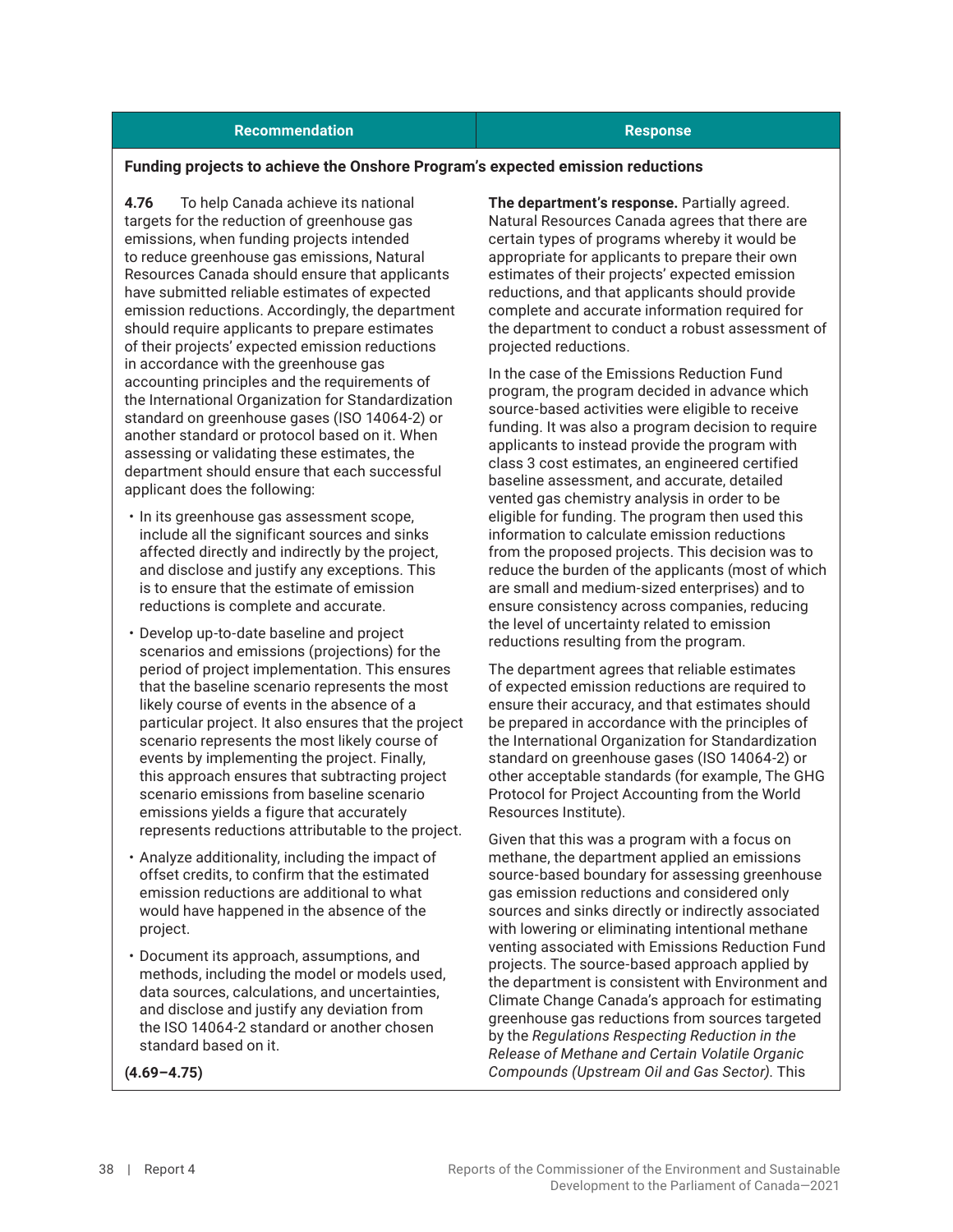| Recommendation | Response |
|---|---|
| **Funding projects to achieve the Onshore Program's expected emission reductions** | |
| **4.76** To help Canada achieve its national targets for the reduction of greenhouse gas emissions, when funding projects intended to reduce greenhouse gas emissions, Natural Resources Canada should ensure that applicants have submitted reliable estimates of expected emission reductions. Accordingly, the department should require applicants to prepare estimates of their projects' expected emission reductions in accordance with the greenhouse gas accounting principles and the requirements of the International Organization for Standardization standard on greenhouse gases (ISO 14064-2) or another standard or protocol based on it. When assessing or validating these estimates, the department should ensure that each successful applicant does the following:<br><br>• In its greenhouse gas assessment scope, include all the significant sources and sinks affected directly and indirectly by the project, and disclose and justify any exceptions. This is to ensure that the estimate of emission reductions is complete and accurate.<br><br>• Develop up-to-date baseline and project scenarios and emissions (projections) for the period of project implementation. This ensures that the baseline scenario represents the most likely course of events in the absence of a particular project. It also ensures that the project scenario represents the most likely course of events by implementing the project. Finally, this approach ensures that subtracting project scenario emissions from baseline scenario emissions yields a figure that accurately represents reductions attributable to the project.<br><br>• Analyze additionality, including the impact of offset credits, to confirm that the estimated emission reductions are additional to what would have happened in the absence of the project.<br><br>• Document its approach, assumptions, and methods, including the model or models used, data sources, calculations, and uncertainties, and disclose and justify any deviation from the ISO 14064-2 standard or another chosen standard based on it.<br><br>**(4.69–4.75)** | **The department's response.** Partially agreed. Natural Resources Canada agrees that there are certain types of programs whereby it would be appropriate for applicants to prepare their own estimates of their projects' expected emission reductions, and that applicants should provide complete and accurate information required for the department to conduct a robust assessment of projected reductions.<br><br>In the case of the Emissions Reduction Fund program, the program decided in advance which source-based activities were eligible to receive funding. It was also a program decision to require applicants to instead provide the program with class 3 cost estimates, an engineered certified baseline assessment, and accurate, detailed vented gas chemistry analysis in order to be eligible for funding. The program then used this information to calculate emission reductions from the proposed projects. This decision was to reduce the burden of the applicants (most of which are small and medium-sized enterprises) and to ensure consistency across companies, reducing the level of uncertainty related to emission reductions resulting from the program.<br><br>The department agrees that reliable estimates of expected emission reductions are required to ensure their accuracy, and that estimates should be prepared in accordance with the principles of the International Organization for Standardization standard on greenhouse gases (ISO 14064-2) or other acceptable standards (for example, The GHG Protocol for Project Accounting from the World Resources Institute).<br><br>Given that this was a program with a focus on methane, the department applied an emissions source-based boundary for assessing greenhouse gas emission reductions and considered only sources and sinks directly or indirectly associated with lowering or eliminating intentional methane venting associated with Emissions Reduction Fund projects. The source-based approach applied by the department is consistent with Environment and Climate Change Canada's approach for estimating greenhouse gas reductions from sources targeted by the *Regulations Respecting Reduction in the Release of Methane and Certain Volatile Organic Compounds (Upstream Oil and Gas Sector)*. This |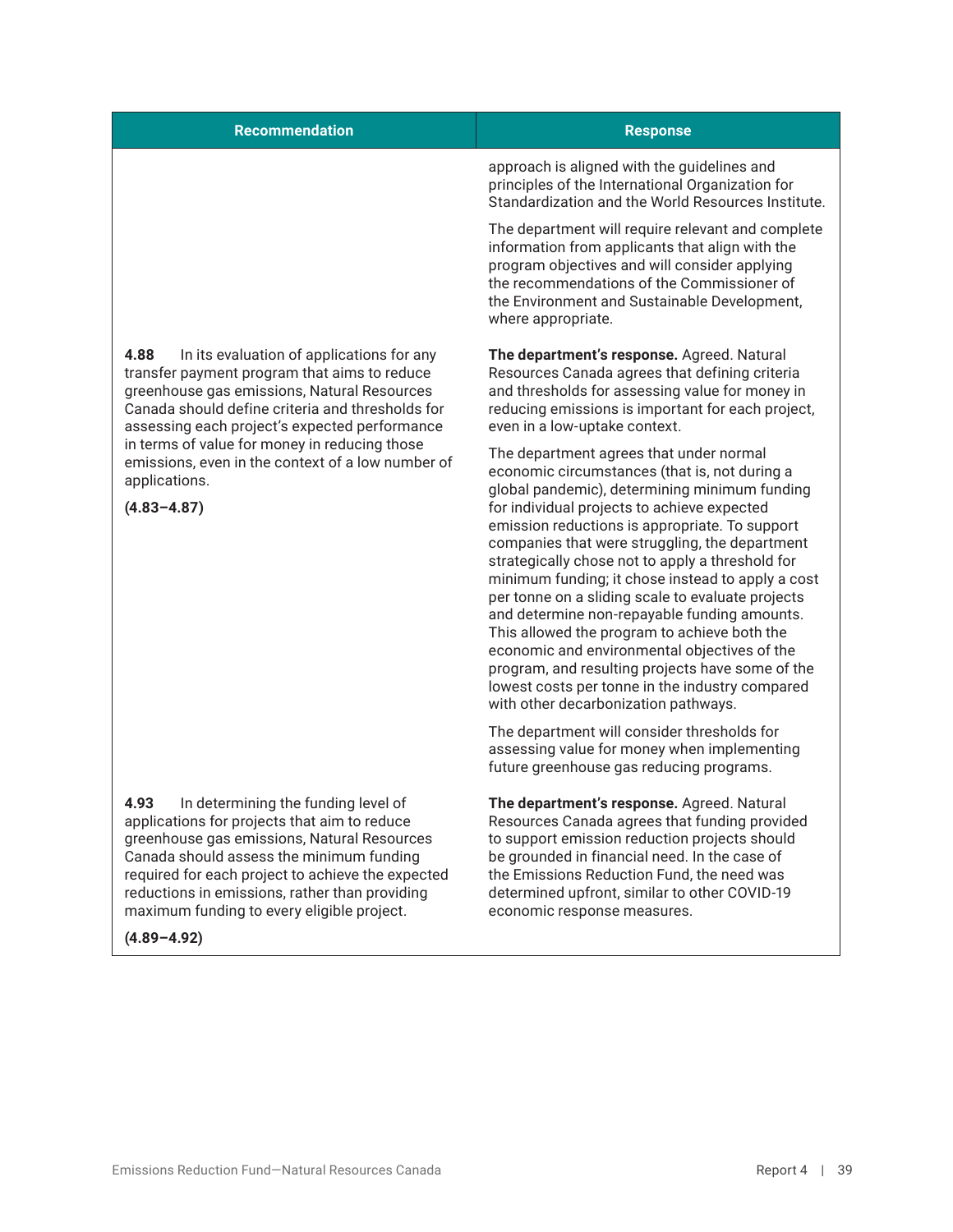| Recommendation | Response |
|---|---|
| | approach is aligned with the guidelines and principles of the International Organization for Standardization and the World Resources Institute.<br><br>The department will require relevant and complete information from applicants that align with the program objectives and will consider applying the recommendations of the Commissioner of the Environment and Sustainable Development, where appropriate. |
| **4.88** In its evaluation of applications for any transfer payment program that aims to reduce greenhouse gas emissions, Natural Resources Canada should define criteria and thresholds for assessing each project's expected performance in terms of value for money in reducing those emissions, even in the context of a low number of applications.<br><br>**(4.83–4.87)** | **The department's response.** Agreed. Natural Resources Canada agrees that defining criteria and thresholds for assessing value for money in reducing emissions is important for each project, even in a low-uptake context.<br><br>The department agrees that under normal economic circumstances (that is, not during a global pandemic), determining minimum funding for individual projects to achieve expected emission reductions is appropriate. To support companies that were struggling, the department strategically chose not to apply a threshold for minimum funding; it chose instead to apply a cost per tonne on a sliding scale to evaluate projects and determine non-repayable funding amounts. This allowed the program to achieve both the economic and environmental objectives of the program, and resulting projects have some of the lowest costs per tonne in the industry compared with other decarbonization pathways.<br><br>The department will consider thresholds for assessing value for money when implementing future greenhouse gas reducing programs. |
| **4.93** In determining the funding level of applications for projects that aim to reduce greenhouse gas emissions, Natural Resources Canada should assess the minimum funding required for each project to achieve the expected reductions in emissions, rather than providing maximum funding to every eligible project.<br><br>**(4.89–4.92)** | **The department's response.** Agreed. Natural Resources Canada agrees that funding provided to support emission reduction projects should be grounded in financial need. In the case of the Emissions Reduction Fund, the need was determined upfront, similar to other COVID-19 economic response measures. |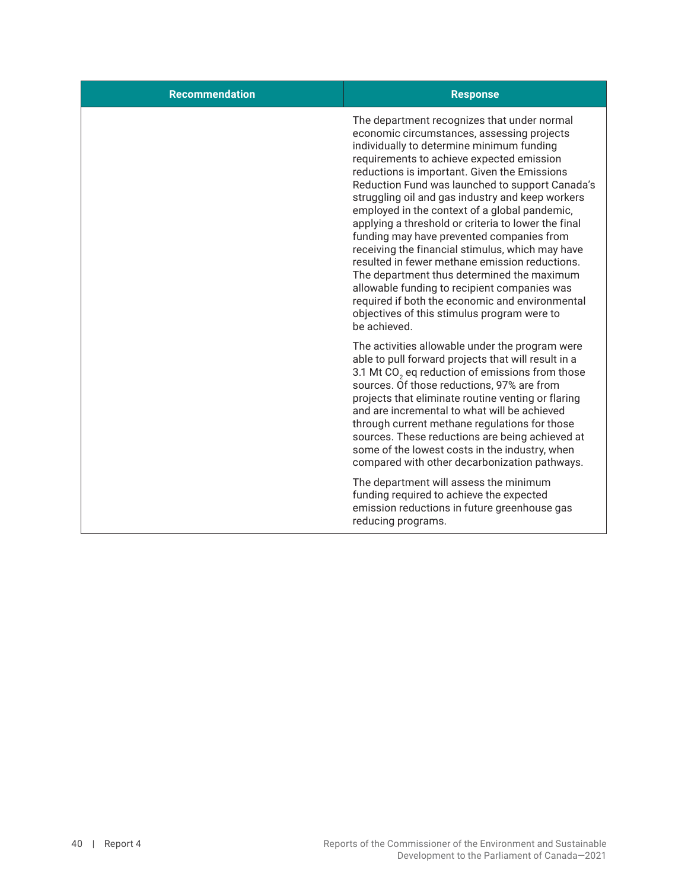| Recommendation | Response |
|---|---|
| | The department recognizes that under normal economic circumstances, assessing projects individually to determine minimum funding requirements to achieve expected emission reductions is important. Given the Emissions Reduction Fund was launched to support Canada's struggling oil and gas industry and keep workers employed in the context of a global pandemic, applying a threshold or criteria to lower the final funding may have prevented companies from receiving the financial stimulus, which may have resulted in fewer methane emission reductions. The department thus determined the maximum allowable funding to recipient companies was required if both the economic and environmental objectives of this stimulus program were to be achieved.<br><br>The activities allowable under the program were able to pull forward projects that will result in a 3.1 Mt $CO_2$ eq reduction of emissions from those sources. Of those reductions, 97% are from projects that eliminate routine venting or flaring and are incremental to what will be achieved through current methane regulations for those sources. These reductions are being achieved at some of the lowest costs in the industry, when compared with other decarbonization pathways.<br><br>The department will assess the minimum funding required to achieve the expected emission reductions in future greenhouse gas reducing programs. |